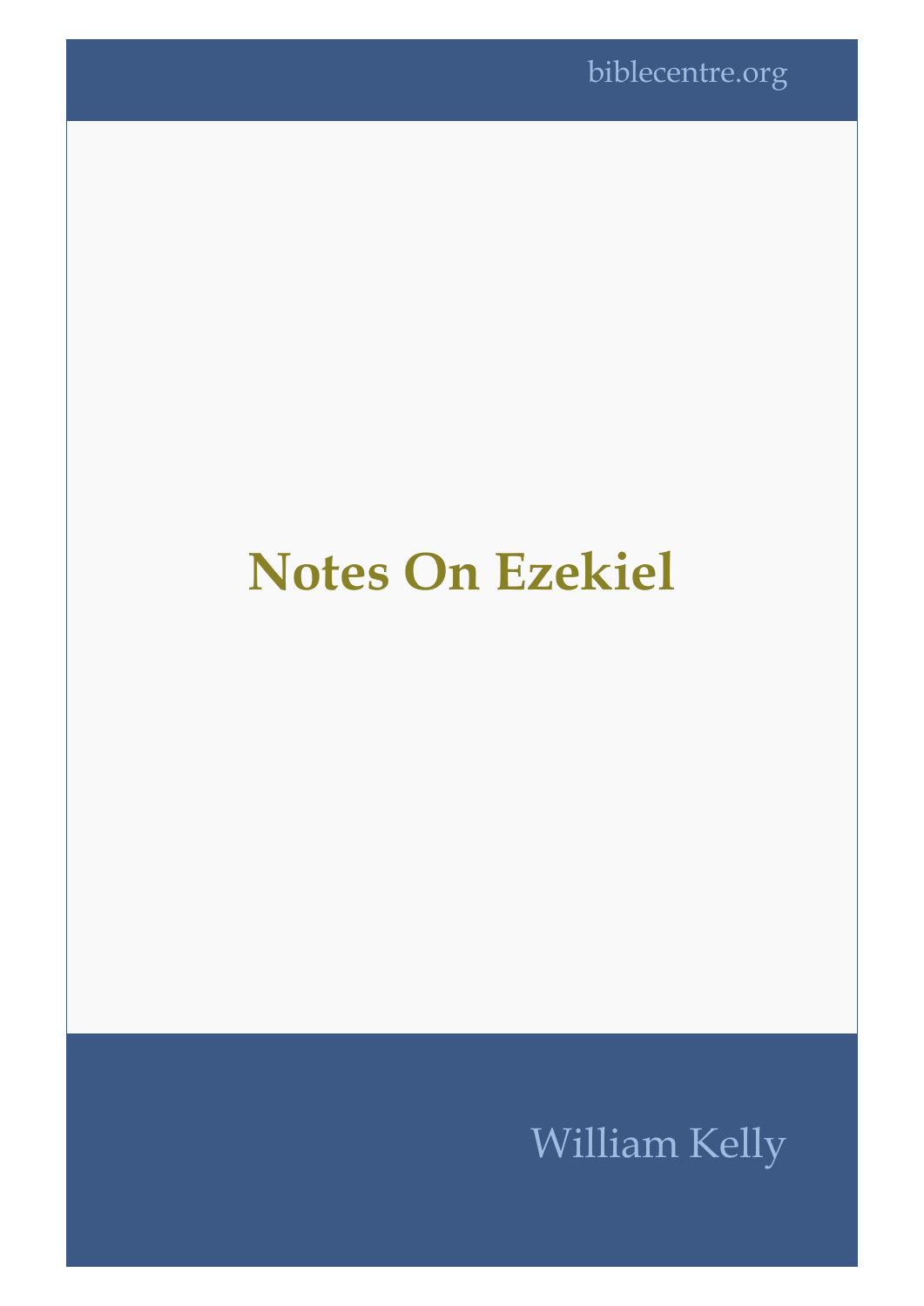biblecentre.org

# Notes On Ezekiel

William Kelly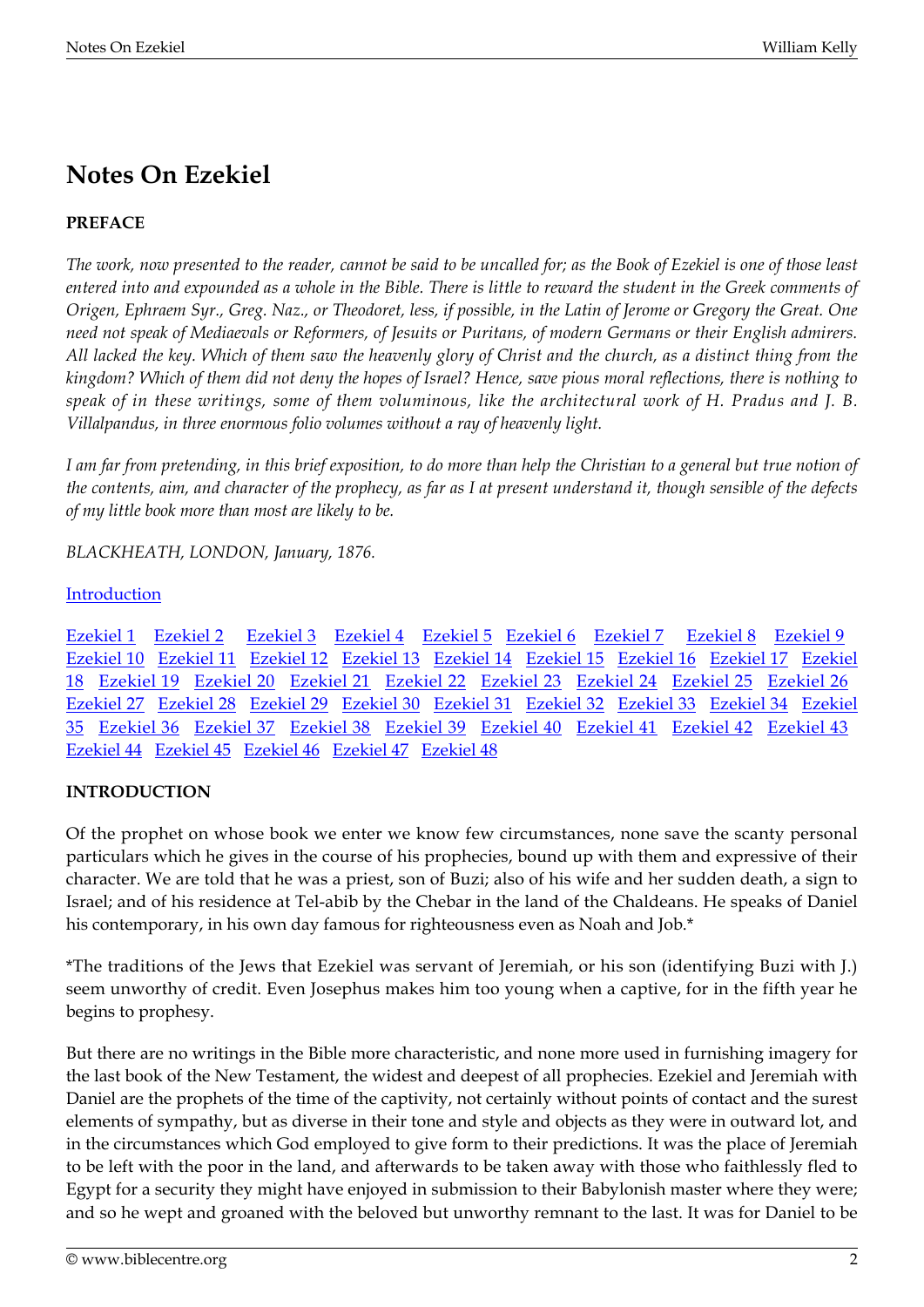# Notes On Ezekiel

**PREFACE**

*The work, now presented to the reader, cannot be said to be uncalled for; as the Book of Ezekiel is one of those least entered into and expounded as a whole in the Bible. There is little to reward the student in the Greek comments of Origen, Ephraem Syr., Greg. Naz., or Theodoret, less, if possible, in the Latin of Jerome or Gregory the Great. One need not speak of Mediaevals or Reformers, of Jesuits or Puritans, of modern Germans or their English admirers. All lacked the key. Which of them saw the heavenly glory of Christ and the church, as a distinct thing from the kingdom? Which of them did not deny the hopes of Israel? Hence, save pious moral reflections, there is nothing to speak of in these writings, some of them voluminous, like the architectural work of H. Pradus and J. B. Villalpandus, in three enormous folio volumes without a ray of heavenly light.*

*I am far from pretending, in this brief exposition, to do more than help the Christian to a general but true notion of the contents, aim, and character of the prophecy, as far as I at present understand it, though sensible of the defects of my little book more than most are likely to be.*

*BLACKHEATH, LONDON, January, 1876.*

Introduction

Ezekiel 1 Ezekiel 2 Ezekiel 3 Ezekiel 4 Ezekiel 5 Ezekiel 6 Ezekiel 7 Ezekiel 8 Ezekiel 9 Ezekiel 10 Ezekiel 11 Ezekiel 12 Ezekiel 13 Ezekiel 14 Ezekiel 15 Ezekiel 16 Ezekiel 17 Ezekiel 18 Ezekiel 19 Ezekiel 20 Ezekiel 21 Ezekiel 22 Ezekiel 23 Ezekiel 24 Ezekiel 25 Ezekiel 26 Ezekiel 27 Ezekiel 28 Ezekiel 29 Ezekiel 30 Ezekiel 31 Ezekiel 32 Ezekiel 33 Ezekiel 34 Ezekiel 35 Ezekiel 36 Ezekiel 37 Ezekiel 38 Ezekiel 39 Ezekiel 40 Ezekiel 41 Ezekiel 42 Ezekiel 43 Ezekiel 44 Ezekiel 45 Ezekiel 46 Ezekiel 47 Ezekiel 48

**INTRODUCTION**

Of the prophet on whose book we enter we know few circumstances, none save the scanty personal particulars which he gives in the course of his prophecies, bound up with them and expressive of their character. We are told that he was a priest, son of Buzi; also of his wife and her sudden death, a sign to Israel; and of his residence at Tel-abib by the Chebar in the land of the Chaldeans. He speaks of Daniel his contemporary, in his own day famous for righteousness even as Noah and Job.*

*The traditions of the Jews that Ezekiel was servant of Jeremiah, or his son (identifying Buzi with J.) seem unworthy of credit. Even Josephus makes him too young when a captive, for in the fifth year he begins to prophesy.

But there are no writings in the Bible more characteristic, and none more used in furnishing imagery for the last book of the New Testament, the widest and deepest of all prophecies. Ezekiel and Jeremiah with Daniel are the prophets of the time of the captivity, not certainly without points of contact and the surest elements of sympathy, but as diverse in their tone and style and objects as they were in outward lot, and in the circumstances which God employed to give form to their predictions. It was the place of Jeremiah to be left with the poor in the land, and afterwards to be taken away with those who faithlessly fled to Egypt for a security they might have enjoyed in submission to their Babylonish master where they were; and so he wept and groaned with the beloved but unworthy remnant to the last. It was for Daniel to be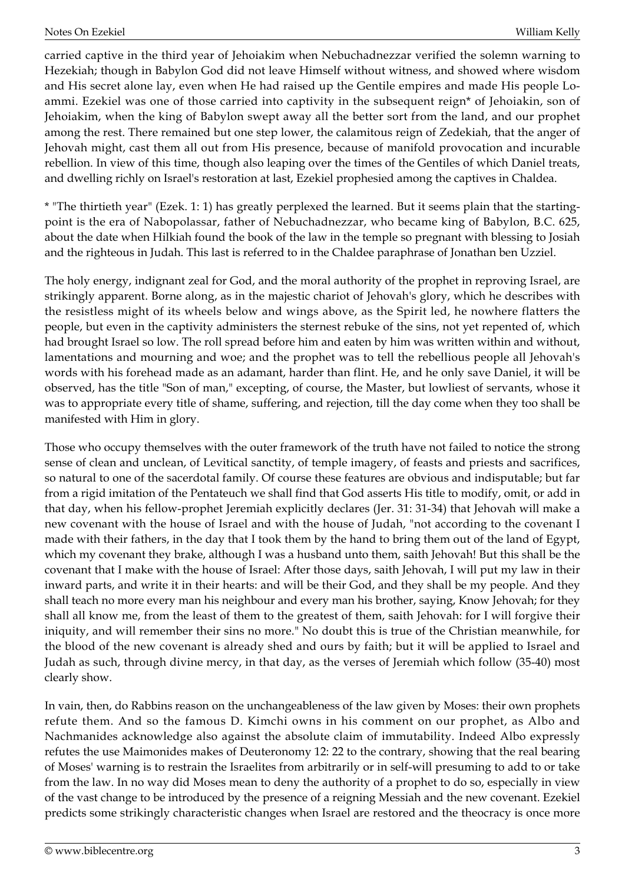carried captive in the third year of Jehoiakim when Nebuchadnezzar verified the solemn warning to Hezekiah; though in Babylon God did not leave Himself without witness, and showed where wisdom and His secret alone lay, even when He had raised up the Gentile empires and made His people Lo-ammi. Ezekiel was one of those carried into captivity in the subsequent reign* of Jehoiakin, son of Jehoiakim, when the king of Babylon swept away all the better sort from the land, and our prophet among the rest. There remained but one step lower, the calamitous reign of Zedekiah, that the anger of Jehovah might, cast them all out from His presence, because of manifold provocation and incurable rebellion. In view of this time, though also leaping over the times of the Gentiles of which Daniel treats, and dwelling richly on Israel's restoration at last, Ezekiel prophesied among the captives in Chaldea.

* "The thirtieth year" (Ezek. 1: 1) has greatly perplexed the learned. But it seems plain that the starting-point is the era of Nabopolassar, father of Nebuchadnezzar, who became king of Babylon, B.C. 625, about the date when Hilkiah found the book of the law in the temple so pregnant with blessing to Josiah and the righteous in Judah. This last is referred to in the Chaldee paraphrase of Jonathan ben Uzziel.

The holy energy, indignant zeal for God, and the moral authority of the prophet in reproving Israel, are strikingly apparent. Borne along, as in the majestic chariot of Jehovah's glory, which he describes with the resistless might of its wheels below and wings above, as the Spirit led, he nowhere flatters the people, but even in the captivity administers the sternest rebuke of the sins, not yet repented of, which had brought Israel so low. The roll spread before him and eaten by him was written within and without, lamentations and mourning and woe; and the prophet was to tell the rebellious people all Jehovah's words with his forehead made as an adamant, harder than flint. He, and he only save Daniel, it will be observed, has the title "Son of man," excepting, of course, the Master, but lowliest of servants, whose it was to appropriate every title of shame, suffering, and rejection, till the day come when they too shall be manifested with Him in glory.

Those who occupy themselves with the outer framework of the truth have not failed to notice the strong sense of clean and unclean, of Levitical sanctity, of temple imagery, of feasts and priests and sacrifices, so natural to one of the sacerdotal family. Of course these features are obvious and indisputable; but far from a rigid imitation of the Pentateuch we shall find that God asserts His title to modify, omit, or add in that day, when his fellow-prophet Jeremiah explicitly declares (Jer. 31: 31-34) that Jehovah will make a new covenant with the house of Israel and with the house of Judah, "not according to the covenant I made with their fathers, in the day that I took them by the hand to bring them out of the land of Egypt, which my covenant they brake, although I was a husband unto them, saith Jehovah! But this shall be the covenant that I make with the house of Israel: After those days, saith Jehovah, I will put my law in their inward parts, and write it in their hearts: and will be their God, and they shall be my people. And they shall teach no more every man his neighbour and every man his brother, saying, Know Jehovah; for they shall all know me, from the least of them to the greatest of them, saith Jehovah: for I will forgive their iniquity, and will remember their sins no more." No doubt this is true of the Christian meanwhile, for the blood of the new covenant is already shed and ours by faith; but it will be applied to Israel and Judah as such, through divine mercy, in that day, as the verses of Jeremiah which follow (35-40) most clearly show.

In vain, then, do Rabbins reason on the unchangeableness of the law given by Moses: their own prophets refute them. And so the famous D. Kimchi owns in his comment on our prophet, as Albo and Nachmanides acknowledge also against the absolute claim of immutability. Indeed Albo expressly refutes the use Maimonides makes of Deuteronomy 12: 22 to the contrary, showing that the real bearing of Moses' warning is to restrain the Israelites from arbitrarily or in self-will presuming to add to or take from the law. In no way did Moses mean to deny the authority of a prophet to do so, especially in view of the vast change to be introduced by the presence of a reigning Messiah and the new covenant. Ezekiel predicts some strikingly characteristic changes when Israel are restored and the theocracy is once more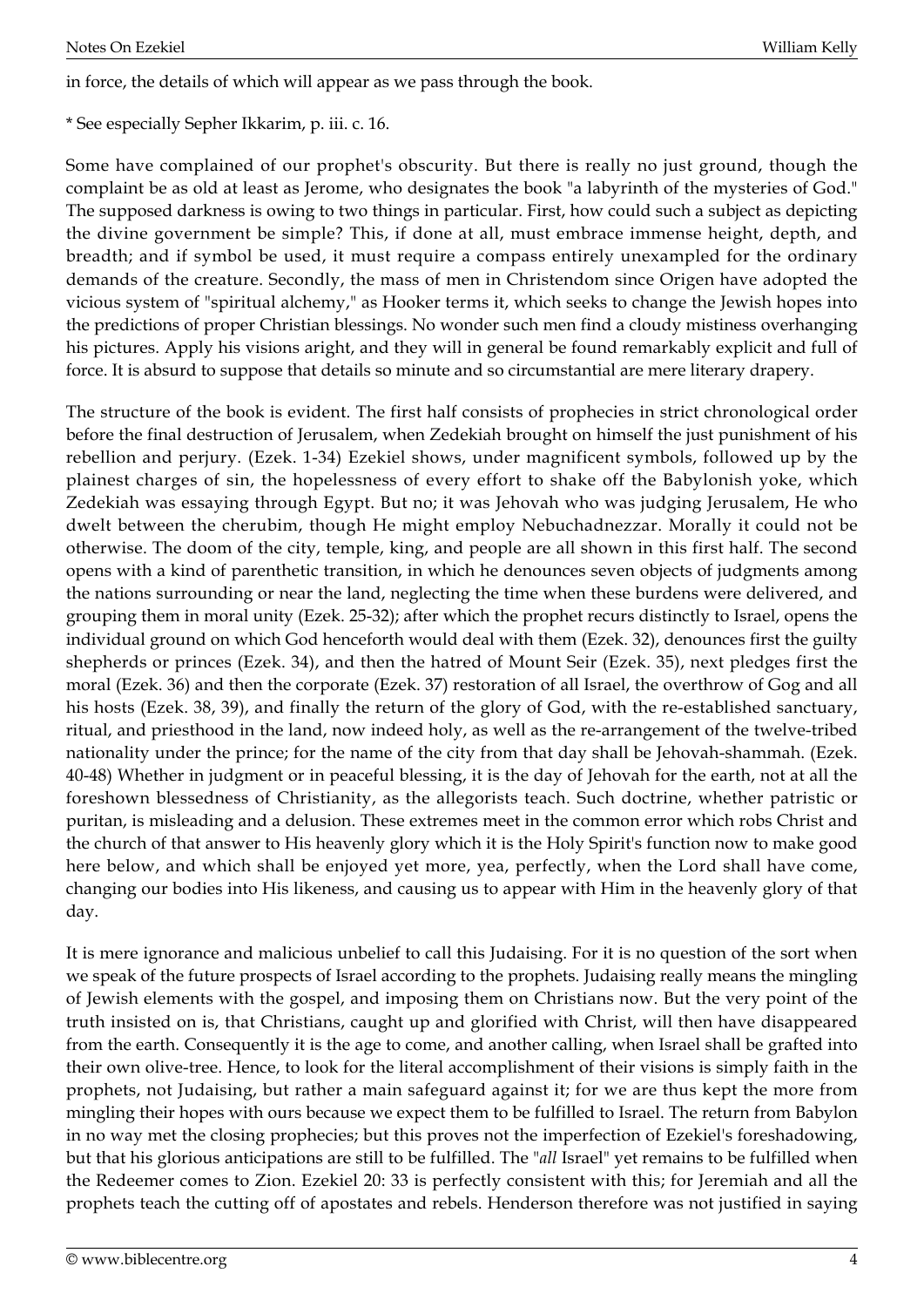in force, the details of which will appear as we pass through the book.

* See especially Sepher Ikkarim, p. iii. c. 16.

Some have complained of our prophet's obscurity. But there is really no just ground, though the complaint be as old at least as Jerome, who designates the book "a labyrinth of the mysteries of God." The supposed darkness is owing to two things in particular. First, how could such a subject as depicting the divine government be simple? This, if done at all, must embrace immense height, depth, and breadth; and if symbol be used, it must require a compass entirely unexampled for the ordinary demands of the creature. Secondly, the mass of men in Christendom since Origen have adopted the vicious system of "spiritual alchemy," as Hooker terms it, which seeks to change the Jewish hopes into the predictions of proper Christian blessings. No wonder such men find a cloudy mistiness overhanging his pictures. Apply his visions aright, and they will in general be found remarkably explicit and full of force. It is absurd to suppose that details so minute and so circumstantial are mere literary drapery.

The structure of the book is evident. The first half consists of prophecies in strict chronological order before the final destruction of Jerusalem, when Zedekiah brought on himself the just punishment of his rebellion and perjury. (Ezek. 1-34) Ezekiel shows, under magnificent symbols, followed up by the plainest charges of sin, the hopelessness of every effort to shake off the Babylonish yoke, which Zedekiah was essaying through Egypt. But no; it was Jehovah who was judging Jerusalem, He who dwelt between the cherubim, though He might employ Nebuchadnezzar. Morally it could not be otherwise. The doom of the city, temple, king, and people are all shown in this first half. The second opens with a kind of parenthetic transition, in which he denounces seven objects of judgments among the nations surrounding or near the land, neglecting the time when these burdens were delivered, and grouping them in moral unity (Ezek. 25-32); after which the prophet recurs distinctly to Israel, opens the individual ground on which God henceforth would deal with them (Ezek. 32), denounces first the guilty shepherds or princes (Ezek. 34), and then the hatred of Mount Seir (Ezek. 35), next pledges first the moral (Ezek. 36) and then the corporate (Ezek. 37) restoration of all Israel, the overthrow of Gog and all his hosts (Ezek. 38, 39), and finally the return of the glory of God, with the re-established sanctuary, ritual, and priesthood in the land, now indeed holy, as well as the re-arrangement of the twelve-tribed nationality under the prince; for the name of the city from that day shall be Jehovah-shammah. (Ezek. 40-48) Whether in judgment or in peaceful blessing, it is the day of Jehovah for the earth, not at all the foreshown blessedness of Christianity, as the allegorists teach. Such doctrine, whether patristic or puritan, is misleading and a delusion. These extremes meet in the common error which robs Christ and the church of that answer to His heavenly glory which it is the Holy Spirit's function now to make good here below, and which shall be enjoyed yet more, yea, perfectly, when the Lord shall have come, changing our bodies into His likeness, and causing us to appear with Him in the heavenly glory of that day.

It is mere ignorance and malicious unbelief to call this Judaising. For it is no question of the sort when we speak of the future prospects of Israel according to the prophets. Judaising really means the mingling of Jewish elements with the gospel, and imposing them on Christians now. But the very point of the truth insisted on is, that Christians, caught up and glorified with Christ, will then have disappeared from the earth. Consequently it is the age to come, and another calling, when Israel shall be grafted into their own olive-tree. Hence, to look for the literal accomplishment of their visions is simply faith in the prophets, not Judaising, but rather a main safeguard against it; for we are thus kept the more from mingling their hopes with ours because we expect them to be fulfilled to Israel. The return from Babylon in no way met the closing prophecies; but this proves not the imperfection of Ezekiel's foreshadowing, but that his glorious anticipations are still to be fulfilled. The "*all* Israel" yet remains to be fulfilled when the Redeemer comes to Zion. Ezekiel 20: 33 is perfectly consistent with this; for Jeremiah and all the prophets teach the cutting off of apostates and rebels. Henderson therefore was not justified in saying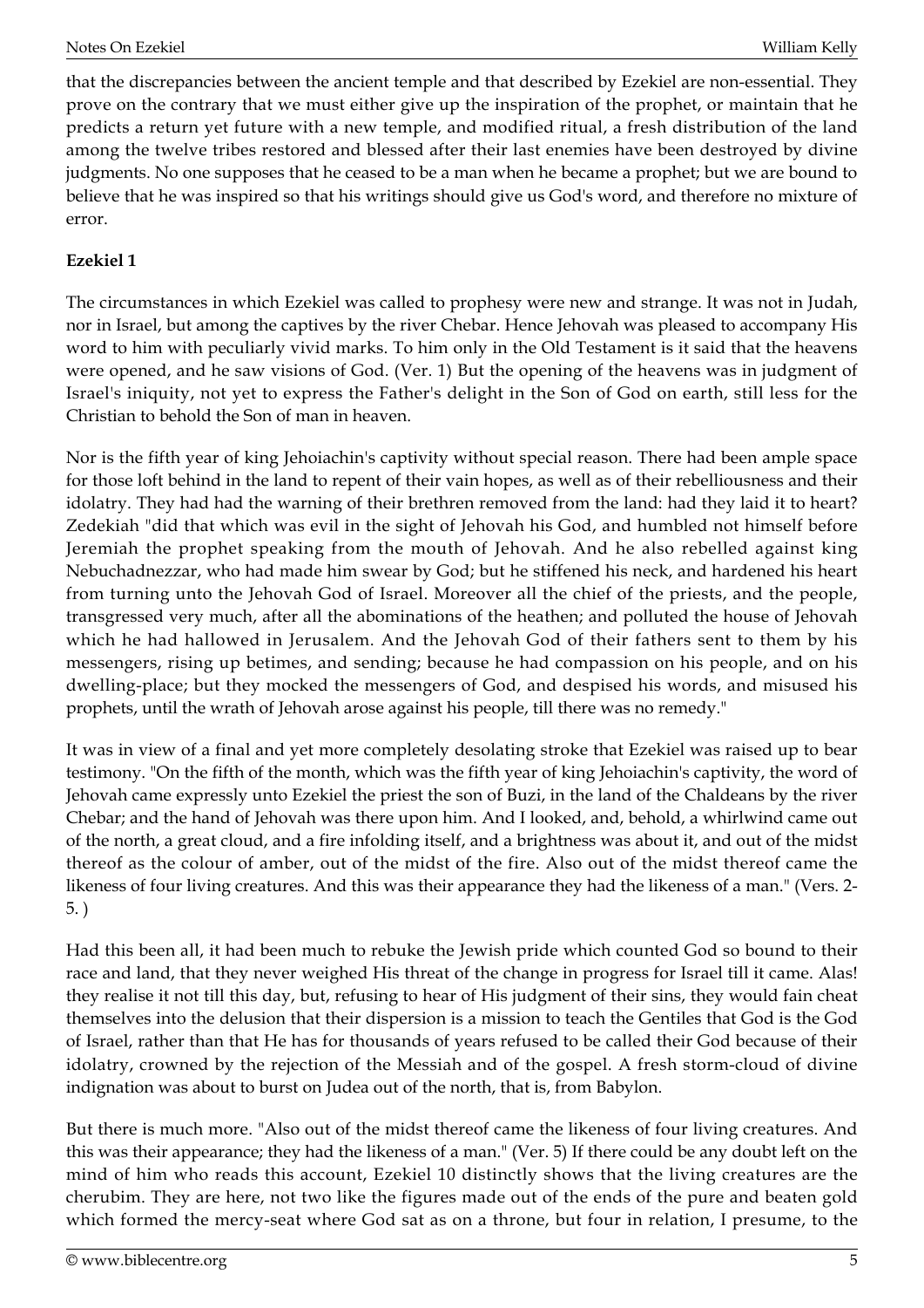that the discrepancies between the ancient temple and that described by Ezekiel are non-essential. They prove on the contrary that we must either give up the inspiration of the prophet, or maintain that he predicts a return yet future with a new temple, and modified ritual, a fresh distribution of the land among the twelve tribes restored and blessed after their last enemies have been destroyed by divine judgments. No one supposes that he ceased to be a man when he became a prophet; but we are bound to believe that he was inspired so that his writings should give us God's word, and therefore no mixture of error.

**Ezekiel 1**

The circumstances in which Ezekiel was called to prophesy were new and strange. It was not in Judah, nor in Israel, but among the captives by the river Chebar. Hence Jehovah was pleased to accompany His word to him with peculiarly vivid marks. To him only in the Old Testament is it said that the heavens were opened, and he saw visions of God. (Ver. 1) But the opening of the heavens was in judgment of Israel's iniquity, not yet to express the Father's delight in the Son of God on earth, still less for the Christian to behold the Son of man in heaven.

Nor is the fifth year of king Jehoiachin's captivity without special reason. There had been ample space for those loft behind in the land to repent of their vain hopes, as well as of their rebelliousness and their idolatry. They had had the warning of their brethren removed from the land: had they laid it to heart? Zedekiah "did that which was evil in the sight of Jehovah his God, and humbled not himself before Jeremiah the prophet speaking from the mouth of Jehovah. And he also rebelled against king Nebuchadnezzar, who had made him swear by God; but he stiffened his neck, and hardened his heart from turning unto the Jehovah God of Israel. Moreover all the chief of the priests, and the people, transgressed very much, after all the abominations of the heathen; and polluted the house of Jehovah which he had hallowed in Jerusalem. And the Jehovah God of their fathers sent to them by his messengers, rising up betimes, and sending; because he had compassion on his people, and on his dwelling-place; but they mocked the messengers of God, and despised his words, and misused his prophets, until the wrath of Jehovah arose against his people, till there was no remedy."

It was in view of a final and yet more completely desolating stroke that Ezekiel was raised up to bear testimony. "On the fifth of the month, which was the fifth year of king Jehoiachin's captivity, the word of Jehovah came expressly unto Ezekiel the priest the son of Buzi, in the land of the Chaldeans by the river Chebar; and the hand of Jehovah was there upon him. And I looked, and, behold, a whirlwind came out of the north, a great cloud, and a fire infolding itself, and a brightness was about it, and out of the midst thereof as the colour of amber, out of the midst of the fire. Also out of the midst thereof came the likeness of four living creatures. And this was their appearance they had the likeness of a man." (Vers. 2-5. )

Had this been all, it had been much to rebuke the Jewish pride which counted God so bound to their race and land, that they never weighed His threat of the change in progress for Israel till it came. Alas! they realise it not till this day, but, refusing to hear of His judgment of their sins, they would fain cheat themselves into the delusion that their dispersion is a mission to teach the Gentiles that God is the God of Israel, rather than that He has for thousands of years refused to be called their God because of their idolatry, crowned by the rejection of the Messiah and of the gospel. A fresh storm-cloud of divine indignation was about to burst on Judea out of the north, that is, from Babylon.

But there is much more. "Also out of the midst thereof came the likeness of four living creatures. And this was their appearance; they had the likeness of a man." (Ver. 5) If there could be any doubt left on the mind of him who reads this account, Ezekiel 10 distinctly shows that the living creatures are the cherubim. They are here, not two like the figures made out of the ends of the pure and beaten gold which formed the mercy-seat where God sat as on a throne, but four in relation, I presume, to the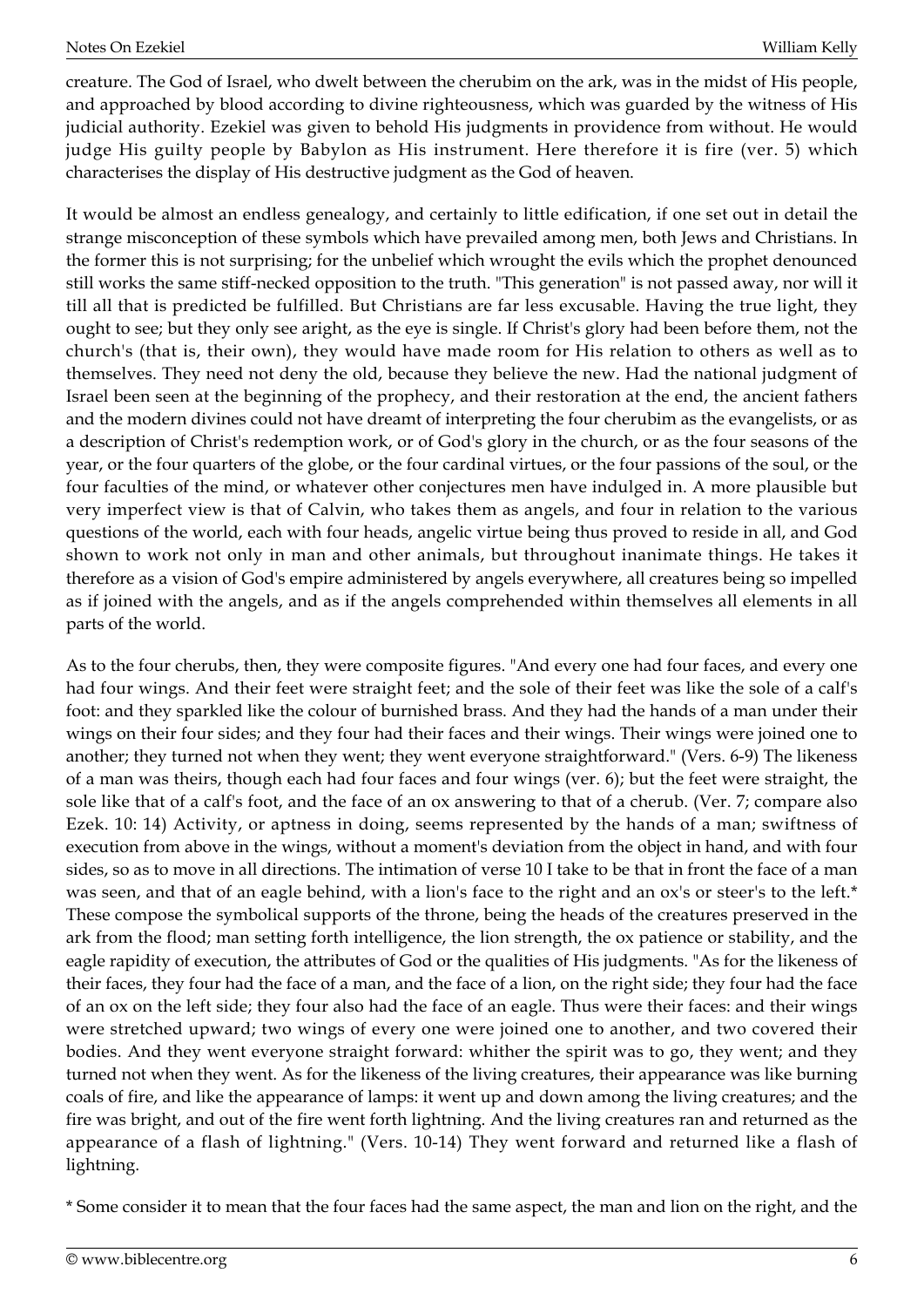creature. The God of Israel, who dwelt between the cherubim on the ark, was in the midst of His people, and approached by blood according to divine righteousness, which was guarded by the witness of His judicial authority. Ezekiel was given to behold His judgments in providence from without. He would judge His guilty people by Babylon as His instrument. Here therefore it is fire (ver. 5) which characterises the display of His destructive judgment as the God of heaven.

It would be almost an endless genealogy, and certainly to little edification, if one set out in detail the strange misconception of these symbols which have prevailed among men, both Jews and Christians. In the former this is not surprising; for the unbelief which wrought the evils which the prophet denounced still works the same stiff-necked opposition to the truth. "This generation" is not passed away, nor will it till all that is predicted be fulfilled. But Christians are far less excusable. Having the true light, they ought to see; but they only see aright, as the eye is single. If Christ's glory had been before them, not the church's (that is, their own), they would have made room for His relation to others as well as to themselves. They need not deny the old, because they believe the new. Had the national judgment of Israel been seen at the beginning of the prophecy, and their restoration at the end, the ancient fathers and the modern divines could not have dreamt of interpreting the four cherubim as the evangelists, or as a description of Christ's redemption work, or of God's glory in the church, or as the four seasons of the year, or the four quarters of the globe, or the four cardinal virtues, or the four passions of the soul, or the four faculties of the mind, or whatever other conjectures men have indulged in. A more plausible but very imperfect view is that of Calvin, who takes them as angels, and four in relation to the various questions of the world, each with four heads, angelic virtue being thus proved to reside in all, and God shown to work not only in man and other animals, but throughout inanimate things. He takes it therefore as a vision of God's empire administered by angels everywhere, all creatures being so impelled as if joined with the angels, and as if the angels comprehended within themselves all elements in all parts of the world.

As to the four cherubs, then, they were composite figures. "And every one had four faces, and every one had four wings. And their feet were straight feet; and the sole of their feet was like the sole of a calf's foot: and they sparkled like the colour of burnished brass. And they had the hands of a man under their wings on their four sides; and they four had their faces and their wings. Their wings were joined one to another; they turned not when they went; they went everyone straightforward." (Vers. 6-9) The likeness of a man was theirs, though each had four faces and four wings (ver. 6); but the feet were straight, the sole like that of a calf's foot, and the face of an ox answering to that of a cherub. (Ver. 7; compare also Ezek. 10: 14) Activity, or aptness in doing, seems represented by the hands of a man; swiftness of execution from above in the wings, without a moment's deviation from the object in hand, and with four sides, so as to move in all directions. The intimation of verse 10 I take to be that in front the face of a man was seen, and that of an eagle behind, with a lion's face to the right and an ox's or steer's to the left.* These compose the symbolical supports of the throne, being the heads of the creatures preserved in the ark from the flood; man setting forth intelligence, the lion strength, the ox patience or stability, and the eagle rapidity of execution, the attributes of God or the qualities of His judgments. "As for the likeness of their faces, they four had the face of a man, and the face of a lion, on the right side; they four had the face of an ox on the left side; they four also had the face of an eagle. Thus were their faces: and their wings were stretched upward; two wings of every one were joined one to another, and two covered their bodies. And they went everyone straight forward: whither the spirit was to go, they went; and they turned not when they went. As for the likeness of the living creatures, their appearance was like burning coals of fire, and like the appearance of lamps: it went up and down among the living creatures; and the fire was bright, and out of the fire went forth lightning. And the living creatures ran and returned as the appearance of a flash of lightning." (Vers. 10-14) They went forward and returned like a flash of lightning.

* Some consider it to mean that the four faces had the same aspect, the man and lion on the right, and the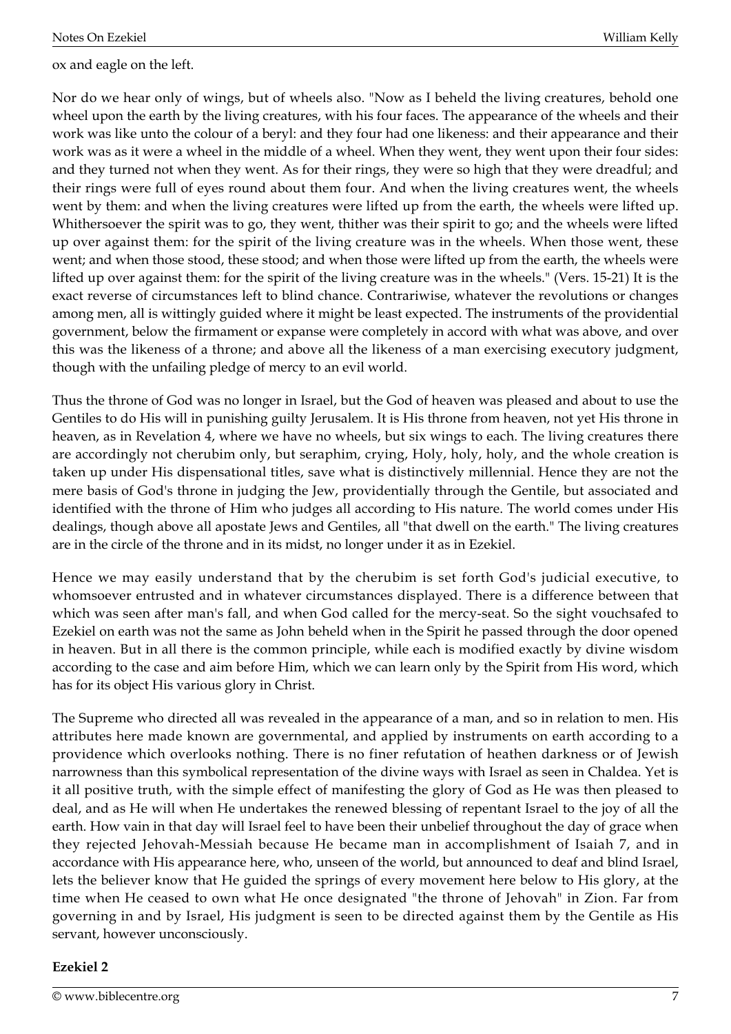ox and eagle on the left.

Nor do we hear only of wings, but of wheels also. "Now as I beheld the living creatures, behold one wheel upon the earth by the living creatures, with his four faces. The appearance of the wheels and their work was like unto the colour of a beryl: and they four had one likeness: and their appearance and their work was as it were a wheel in the middle of a wheel. When they went, they went upon their four sides: and they turned not when they went. As for their rings, they were so high that they were dreadful; and their rings were full of eyes round about them four. And when the living creatures went, the wheels went by them: and when the living creatures were lifted up from the earth, the wheels were lifted up. Whithersoever the spirit was to go, they went, thither was their spirit to go; and the wheels were lifted up over against them: for the spirit of the living creature was in the wheels. When those went, these went; and when those stood, these stood; and when those were lifted up from the earth, the wheels were lifted up over against them: for the spirit of the living creature was in the wheels." (Vers. 15-21) It is the exact reverse of circumstances left to blind chance. Contrariwise, whatever the revolutions or changes among men, all is wittingly guided where it might be least expected. The instruments of the providential government, below the firmament or expanse were completely in accord with what was above, and over this was the likeness of a throne; and above all the likeness of a man exercising executory judgment, though with the unfailing pledge of mercy to an evil world.

Thus the throne of God was no longer in Israel, but the God of heaven was pleased and about to use the Gentiles to do His will in punishing guilty Jerusalem. It is His throne from heaven, not yet His throne in heaven, as in Revelation 4, where we have no wheels, but six wings to each. The living creatures there are accordingly not cherubim only, but seraphim, crying, Holy, holy, holy, and the whole creation is taken up under His dispensational titles, save what is distinctively millennial. Hence they are not the mere basis of God's throne in judging the Jew, providentially through the Gentile, but associated and identified with the throne of Him who judges all according to His nature. The world comes under His dealings, though above all apostate Jews and Gentiles, all "that dwell on the earth." The living creatures are in the circle of the throne and in its midst, no longer under it as in Ezekiel.

Hence we may easily understand that by the cherubim is set forth God's judicial executive, to whomsoever entrusted and in whatever circumstances displayed. There is a difference between that which was seen after man's fall, and when God called for the mercy-seat. So the sight vouchsafed to Ezekiel on earth was not the same as John beheld when in the Spirit he passed through the door opened in heaven. But in all there is the common principle, while each is modified exactly by divine wisdom according to the case and aim before Him, which we can learn only by the Spirit from His word, which has for its object His various glory in Christ.

The Supreme who directed all was revealed in the appearance of a man, and so in relation to men. His attributes here made known are governmental, and applied by instruments on earth according to a providence which overlooks nothing. There is no finer refutation of heathen darkness or of Jewish narrowness than this symbolical representation of the divine ways with Israel as seen in Chaldea. Yet is it all positive truth, with the simple effect of manifesting the glory of God as He was then pleased to deal, and as He will when He undertakes the renewed blessing of repentant Israel to the joy of all the earth. How vain in that day will Israel feel to have been their unbelief throughout the day of grace when they rejected Jehovah-Messiah because He became man in accomplishment of Isaiah 7, and in accordance with His appearance here, who, unseen of the world, but announced to deaf and blind Israel, lets the believer know that He guided the springs of every movement here below to His glory, at the time when He ceased to own what He once designated "the throne of Jehovah" in Zion. Far from governing in and by Israel, His judgment is seen to be directed against them by the Gentile as His servant, however unconsciously.

## Ezekiel 2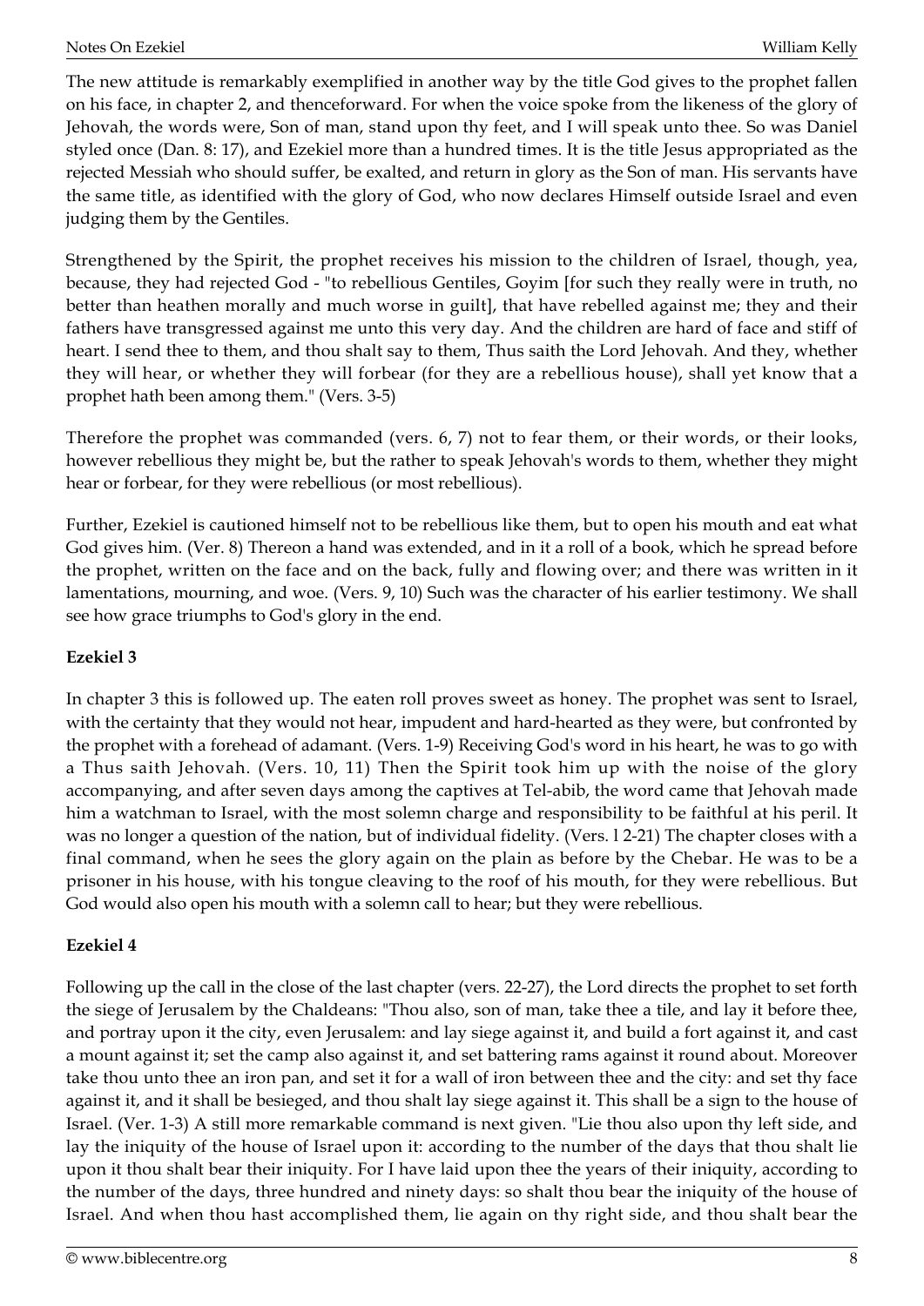The new attitude is remarkably exemplified in another way by the title God gives to the prophet fallen on his face, in chapter 2, and thenceforward. For when the voice spoke from the likeness of the glory of Jehovah, the words were, Son of man, stand upon thy feet, and I will speak unto thee. So was Daniel styled once (Dan. 8: 17), and Ezekiel more than a hundred times. It is the title Jesus appropriated as the rejected Messiah who should suffer, be exalted, and return in glory as the Son of man. His servants have the same title, as identified with the glory of God, who now declares Himself outside Israel and even judging them by the Gentiles.

Strengthened by the Spirit, the prophet receives his mission to the children of Israel, though, yea, because, they had rejected God - "to rebellious Gentiles, Goyim [for such they really were in truth, no better than heathen morally and much worse in guilt], that have rebelled against me; they and their fathers have transgressed against me unto this very day. And the children are hard of face and stiff of heart. I send thee to them, and thou shalt say to them, Thus saith the Lord Jehovah. And they, whether they will hear, or whether they will forbear (for they are a rebellious house), shall yet know that a prophet hath been among them." (Vers. 3-5)

Therefore the prophet was commanded (vers. 6, 7) not to fear them, or their words, or their looks, however rebellious they might be, but the rather to speak Jehovah's words to them, whether they might hear or forbear, for they were rebellious (or most rebellious).

Further, Ezekiel is cautioned himself not to be rebellious like them, but to open his mouth and eat what God gives him. (Ver. 8) Thereon a hand was extended, and in it a roll of a book, which he spread before the prophet, written on the face and on the back, fully and flowing over; and there was written in it lamentations, mourning, and woe. (Vers. 9, 10) Such was the character of his earlier testimony. We shall see how grace triumphs to God's glory in the end.

**Ezekiel 3**

In chapter 3 this is followed up. The eaten roll proves sweet as honey. The prophet was sent to Israel, with the certainty that they would not hear, impudent and hard-hearted as they were, but confronted by the prophet with a forehead of adamant. (Vers. 1-9) Receiving God's word in his heart, he was to go with a Thus saith Jehovah. (Vers. 10, 11) Then the Spirit took him up with the noise of the glory accompanying, and after seven days among the captives at Tel-abib, the word came that Jehovah made him a watchman to Israel, with the most solemn charge and responsibility to be faithful at his peril. It was no longer a question of the nation, but of individual fidelity. (Vers. l 2-21) The chapter closes with a final command, when he sees the glory again on the plain as before by the Chebar. He was to be a prisoner in his house, with his tongue cleaving to the roof of his mouth, for they were rebellious. But God would also open his mouth with a solemn call to hear; but they were rebellious.

**Ezekiel 4**

Following up the call in the close of the last chapter (vers. 22-27), the Lord directs the prophet to set forth the siege of Jerusalem by the Chaldeans: "Thou also, son of man, take thee a tile, and lay it before thee, and portray upon it the city, even Jerusalem: and lay siege against it, and build a fort against it, and cast a mount against it; set the camp also against it, and set battering rams against it round about. Moreover take thou unto thee an iron pan, and set it for a wall of iron between thee and the city: and set thy face against it, and it shall be besieged, and thou shalt lay siege against it. This shall be a sign to the house of Israel. (Ver. 1-3) A still more remarkable command is next given. "Lie thou also upon thy left side, and lay the iniquity of the house of Israel upon it: according to the number of the days that thou shalt lie upon it thou shalt bear their iniquity. For I have laid upon thee the years of their iniquity, according to the number of the days, three hundred and ninety days: so shalt thou bear the iniquity of the house of Israel. And when thou hast accomplished them, lie again on thy right side, and thou shalt bear the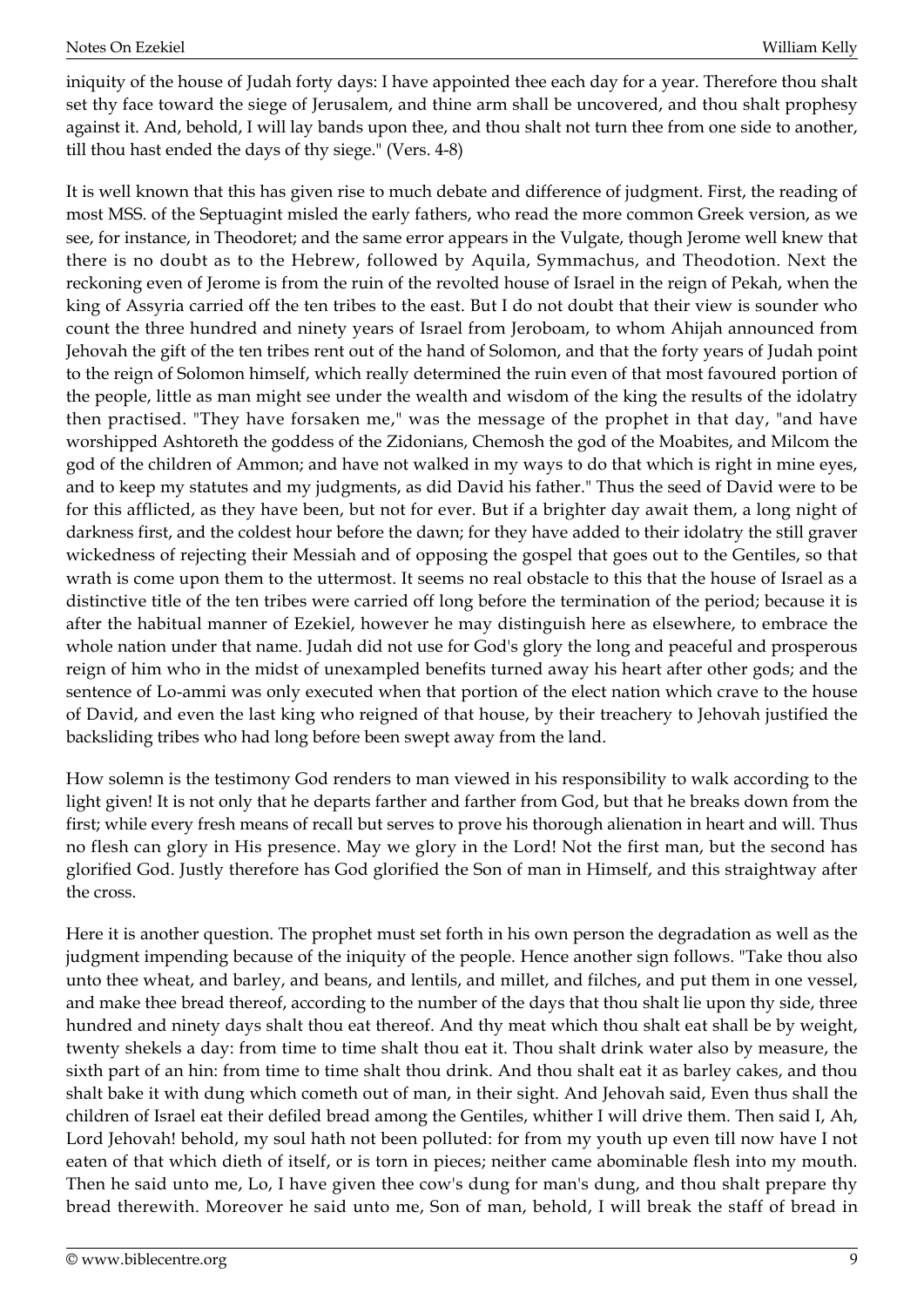iniquity of the house of Judah forty days: I have appointed thee each day for a year. Therefore thou shalt set thy face toward the siege of Jerusalem, and thine arm shall be uncovered, and thou shalt prophesy against it. And, behold, I will lay bands upon thee, and thou shalt not turn thee from one side to another, till thou hast ended the days of thy siege." (Vers. 4-8)

It is well known that this has given rise to much debate and difference of judgment. First, the reading of most MSS. of the Septuagint misled the early fathers, who read the more common Greek version, as we see, for instance, in Theodoret; and the same error appears in the Vulgate, though Jerome well knew that there is no doubt as to the Hebrew, followed by Aquila, Symmachus, and Theodotion. Next the reckoning even of Jerome is from the ruin of the revolted house of Israel in the reign of Pekah, when the king of Assyria carried off the ten tribes to the east. But I do not doubt that their view is sounder who count the three hundred and ninety years of Israel from Jeroboam, to whom Ahijah announced from Jehovah the gift of the ten tribes rent out of the hand of Solomon, and that the forty years of Judah point to the reign of Solomon himself, which really determined the ruin even of that most favoured portion of the people, little as man might see under the wealth and wisdom of the king the results of the idolatry then practised. "They have forsaken me," was the message of the prophet in that day, "and have worshipped Ashtoreth the goddess of the Zidonians, Chemosh the god of the Moabites, and Milcom the god of the children of Ammon; and have not walked in my ways to do that which is right in mine eyes, and to keep my statutes and my judgments, as did David his father." Thus the seed of David were to be for this afflicted, as they have been, but not for ever. But if a brighter day await them, a long night of darkness first, and the coldest hour before the dawn; for they have added to their idolatry the still graver wickedness of rejecting their Messiah and of opposing the gospel that goes out to the Gentiles, so that wrath is come upon them to the uttermost. It seems no real obstacle to this that the house of Israel as a distinctive title of the ten tribes were carried off long before the termination of the period; because it is after the habitual manner of Ezekiel, however he may distinguish here as elsewhere, to embrace the whole nation under that name. Judah did not use for God's glory the long and peaceful and prosperous reign of him who in the midst of unexampled benefits turned away his heart after other gods; and the sentence of Lo-ammi was only executed when that portion of the elect nation which crave to the house of David, and even the last king who reigned of that house, by their treachery to Jehovah justified the backsliding tribes who had long before been swept away from the land.

How solemn is the testimony God renders to man viewed in his responsibility to walk according to the light given! It is not only that he departs farther and farther from God, but that he breaks down from the first; while every fresh means of recall but serves to prove his thorough alienation in heart and will. Thus no flesh can glory in His presence. May we glory in the Lord! Not the first man, but the second has glorified God. Justly therefore has God glorified the Son of man in Himself, and this straightway after the cross.

Here it is another question. The prophet must set forth in his own person the degradation as well as the judgment impending because of the iniquity of the people. Hence another sign follows. "Take thou also unto thee wheat, and barley, and beans, and lentils, and millet, and filches, and put them in one vessel, and make thee bread thereof, according to the number of the days that thou shalt lie upon thy side, three hundred and ninety days shalt thou eat thereof. And thy meat which thou shalt eat shall be by weight, twenty shekels a day: from time to time shalt thou eat it. Thou shalt drink water also by measure, the sixth part of an hin: from time to time shalt thou drink. And thou shalt eat it as barley cakes, and thou shalt bake it with dung which cometh out of man, in their sight. And Jehovah said, Even thus shall the children of Israel eat their defiled bread among the Gentiles, whither I will drive them. Then said I, Ah, Lord Jehovah! behold, my soul hath not been polluted: for from my youth up even till now have I not eaten of that which dieth of itself, or is torn in pieces; neither came abominable flesh into my mouth. Then he said unto me, Lo, I have given thee cow's dung for man's dung, and thou shalt prepare thy bread therewith. Moreover he said unto me, Son of man, behold, I will break the staff of bread in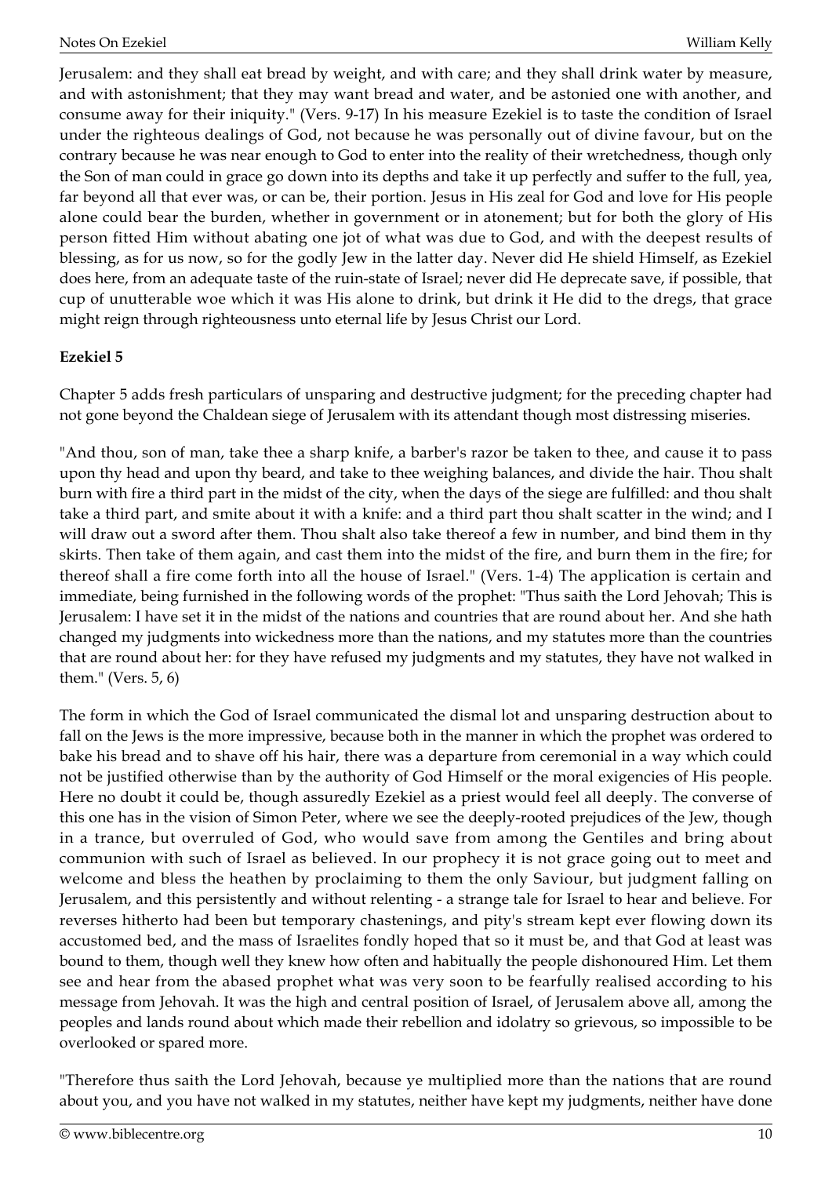Jerusalem: and they shall eat bread by weight, and with care; and they shall drink water by measure, and with astonishment; that they may want bread and water, and be astonied one with another, and consume away for their iniquity." (Vers. 9-17) In his measure Ezekiel is to taste the condition of Israel under the righteous dealings of God, not because he was personally out of divine favour, but on the contrary because he was near enough to God to enter into the reality of their wretchedness, though only the Son of man could in grace go down into its depths and take it up perfectly and suffer to the full, yea, far beyond all that ever was, or can be, their portion. Jesus in His zeal for God and love for His people alone could bear the burden, whether in government or in atonement; but for both the glory of His person fitted Him without abating one jot of what was due to God, and with the deepest results of blessing, as for us now, so for the godly Jew in the latter day. Never did He shield Himself, as Ezekiel does here, from an adequate taste of the ruin-state of Israel; never did He deprecate save, if possible, that cup of unutterable woe which it was His alone to drink, but drink it He did to the dregs, that grace might reign through righteousness unto eternal life by Jesus Christ our Lord.

**Ezekiel 5**

Chapter 5 adds fresh particulars of unsparing and destructive judgment; for the preceding chapter had not gone beyond the Chaldean siege of Jerusalem with its attendant though most distressing miseries.

"And thou, son of man, take thee a sharp knife, a barber's razor be taken to thee, and cause it to pass upon thy head and upon thy beard, and take to thee weighing balances, and divide the hair. Thou shalt burn with fire a third part in the midst of the city, when the days of the siege are fulfilled: and thou shalt take a third part, and smite about it with a knife: and a third part thou shalt scatter in the wind; and I will draw out a sword after them. Thou shalt also take thereof a few in number, and bind them in thy skirts. Then take of them again, and cast them into the midst of the fire, and burn them in the fire; for thereof shall a fire come forth into all the house of Israel." (Vers. 1-4) The application is certain and immediate, being furnished in the following words of the prophet: "Thus saith the Lord Jehovah; This is Jerusalem: I have set it in the midst of the nations and countries that are round about her. And she hath changed my judgments into wickedness more than the nations, and my statutes more than the countries that are round about her: for they have refused my judgments and my statutes, they have not walked in them." (Vers. 5, 6)

The form in which the God of Israel communicated the dismal lot and unsparing destruction about to fall on the Jews is the more impressive, because both in the manner in which the prophet was ordered to bake his bread and to shave off his hair, there was a departure from ceremonial in a way which could not be justified otherwise than by the authority of God Himself or the moral exigencies of His people. Here no doubt it could be, though assuredly Ezekiel as a priest would feel all deeply. The converse of this one has in the vision of Simon Peter, where we see the deeply-rooted prejudices of the Jew, though in a trance, but overruled of God, who would save from among the Gentiles and bring about communion with such of Israel as believed. In our prophecy it is not grace going out to meet and welcome and bless the heathen by proclaiming to them the only Saviour, but judgment falling on Jerusalem, and this persistently and without relenting - a strange tale for Israel to hear and believe. For reverses hitherto had been but temporary chastenings, and pity's stream kept ever flowing down its accustomed bed, and the mass of Israelites fondly hoped that so it must be, and that God at least was bound to them, though well they knew how often and habitually the people dishonoured Him. Let them see and hear from the abased prophet what was very soon to be fearfully realised according to his message from Jehovah. It was the high and central position of Israel, of Jerusalem above all, among the peoples and lands round about which made their rebellion and idolatry so grievous, so impossible to be overlooked or spared more.

"Therefore thus saith the Lord Jehovah, because ye multiplied more than the nations that are round about you, and you have not walked in my statutes, neither have kept my judgments, neither have done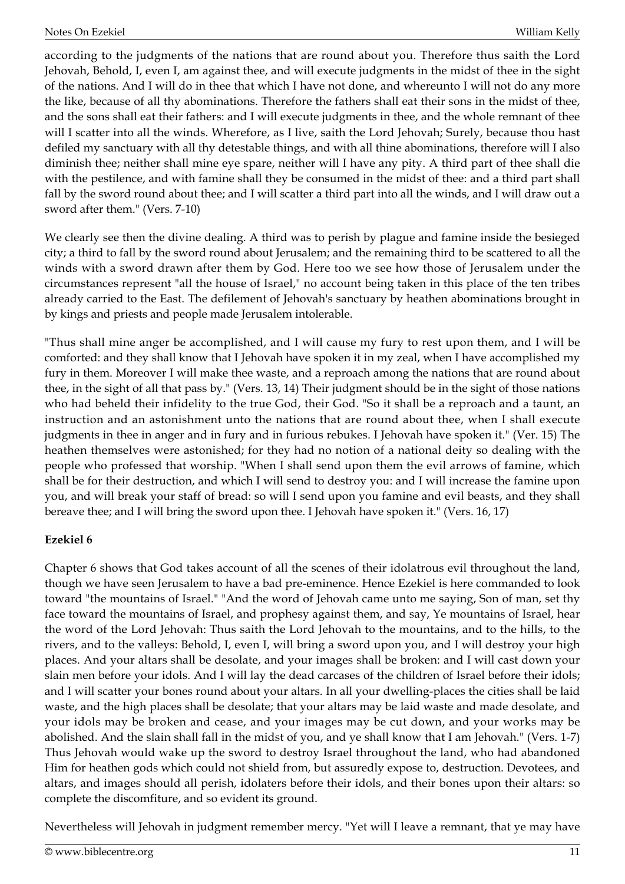according to the judgments of the nations that are round about you. Therefore thus saith the Lord Jehovah, Behold, I, even I, am against thee, and will execute judgments in the midst of thee in the sight of the nations. And I will do in thee that which I have not done, and whereunto I will not do any more the like, because of all thy abominations. Therefore the fathers shall eat their sons in the midst of thee, and the sons shall eat their fathers: and I will execute judgments in thee, and the whole remnant of thee will I scatter into all the winds. Wherefore, as I live, saith the Lord Jehovah; Surely, because thou hast defiled my sanctuary with all thy detestable things, and with all thine abominations, therefore will I also diminish thee; neither shall mine eye spare, neither will I have any pity. A third part of thee shall die with the pestilence, and with famine shall they be consumed in the midst of thee: and a third part shall fall by the sword round about thee; and I will scatter a third part into all the winds, and I will draw out a sword after them." (Vers. 7-10)

We clearly see then the divine dealing. A third was to perish by plague and famine inside the besieged city; a third to fall by the sword round about Jerusalem; and the remaining third to be scattered to all the winds with a sword drawn after them by God. Here too we see how those of Jerusalem under the circumstances represent "all the house of Israel," no account being taken in this place of the ten tribes already carried to the East. The defilement of Jehovah's sanctuary by heathen abominations brought in by kings and priests and people made Jerusalem intolerable.

"Thus shall mine anger be accomplished, and I will cause my fury to rest upon them, and I will be comforted: and they shall know that I Jehovah have spoken it in my zeal, when I have accomplished my fury in them. Moreover I will make thee waste, and a reproach among the nations that are round about thee, in the sight of all that pass by." (Vers. 13, 14) Their judgment should be in the sight of those nations who had beheld their infidelity to the true God, their God. "So it shall be a reproach and a taunt, an instruction and an astonishment unto the nations that are round about thee, when I shall execute judgments in thee in anger and in fury and in furious rebukes. I Jehovah have spoken it." (Ver. 15) The heathen themselves were astonished; for they had no notion of a national deity so dealing with the people who professed that worship. "When I shall send upon them the evil arrows of famine, which shall be for their destruction, and which I will send to destroy you: and I will increase the famine upon you, and will break your staff of bread: so will I send upon you famine and evil beasts, and they shall bereave thee; and I will bring the sword upon thee. I Jehovah have spoken it." (Vers. 16, 17)

**Ezekiel 6**

Chapter 6 shows that God takes account of all the scenes of their idolatrous evil throughout the land, though we have seen Jerusalem to have a bad pre-eminence. Hence Ezekiel is here commanded to look toward "the mountains of Israel." "And the word of Jehovah came unto me saying, Son of man, set thy face toward the mountains of Israel, and prophesy against them, and say, Ye mountains of Israel, hear the word of the Lord Jehovah: Thus saith the Lord Jehovah to the mountains, and to the hills, to the rivers, and to the valleys: Behold, I, even I, will bring a sword upon you, and I will destroy your high places. And your altars shall be desolate, and your images shall be broken: and I will cast down your slain men before your idols. And I will lay the dead carcases of the children of Israel before their idols; and I will scatter your bones round about your altars. In all your dwelling-places the cities shall be laid waste, and the high places shall be desolate; that your altars may be laid waste and made desolate, and your idols may be broken and cease, and your images may be cut down, and your works may be abolished. And the slain shall fall in the midst of you, and ye shall know that I am Jehovah." (Vers. 1-7) Thus Jehovah would wake up the sword to destroy Israel throughout the land, who had abandoned Him for heathen gods which could not shield from, but assuredly expose to, destruction. Devotees, and altars, and images should all perish, idolaters before their idols, and their bones upon their altars: so complete the discomfiture, and so evident its ground.

Nevertheless will Jehovah in judgment remember mercy. "Yet will I leave a remnant, that ye may have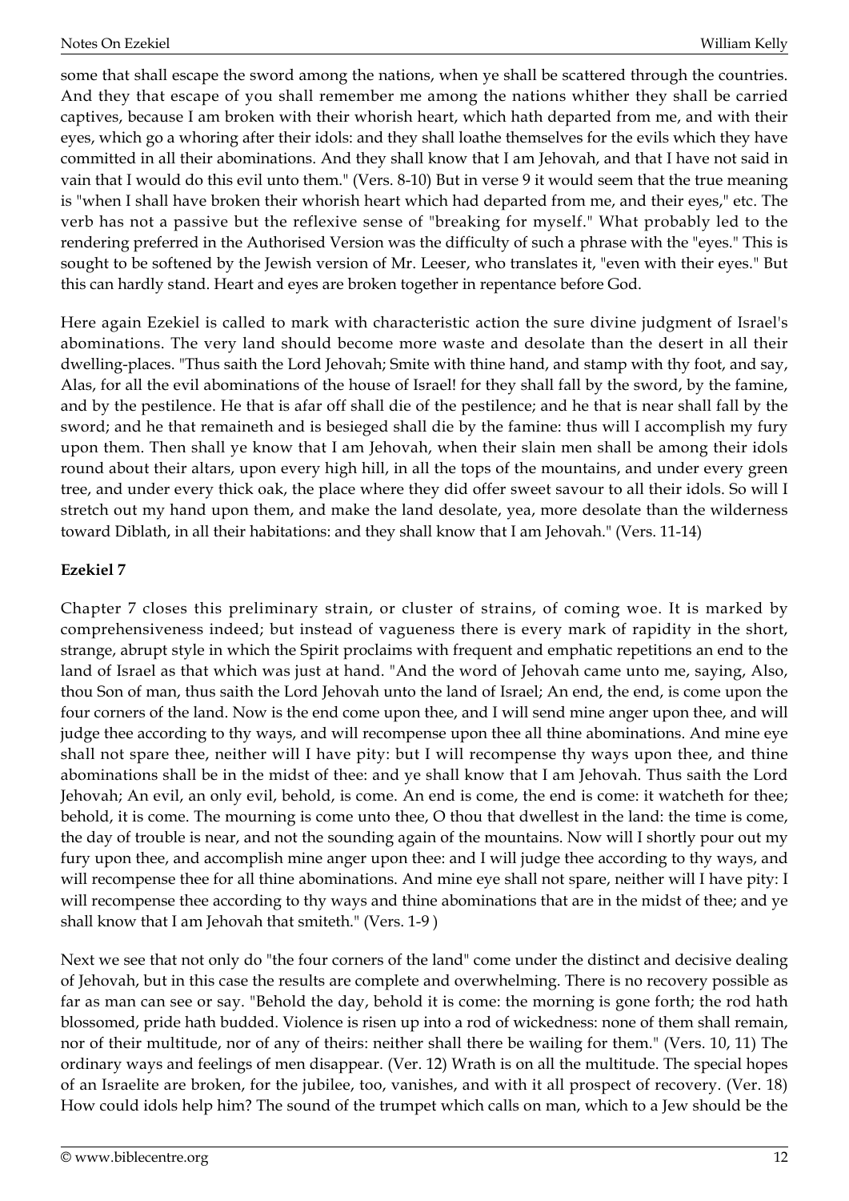some that shall escape the sword among the nations, when ye shall be scattered through the countries. And they that escape of you shall remember me among the nations whither they shall be carried captives, because I am broken with their whorish heart, which hath departed from me, and with their eyes, which go a whoring after their idols: and they shall loathe themselves for the evils which they have committed in all their abominations. And they shall know that I am Jehovah, and that I have not said in vain that I would do this evil unto them." (Vers. 8-10) But in verse 9 it would seem that the true meaning is "when I shall have broken their whorish heart which had departed from me, and their eyes," etc. The verb has not a passive but the reflexive sense of "breaking for myself." What probably led to the rendering preferred in the Authorised Version was the difficulty of such a phrase with the "eyes." This is sought to be softened by the Jewish version of Mr. Leeser, who translates it, "even with their eyes." But this can hardly stand. Heart and eyes are broken together in repentance before God.

Here again Ezekiel is called to mark with characteristic action the sure divine judgment of Israel's abominations. The very land should become more waste and desolate than the desert in all their dwelling-places. "Thus saith the Lord Jehovah; Smite with thine hand, and stamp with thy foot, and say, Alas, for all the evil abominations of the house of Israel! for they shall fall by the sword, by the famine, and by the pestilence. He that is afar off shall die of the pestilence; and he that is near shall fall by the sword; and he that remaineth and is besieged shall die by the famine: thus will I accomplish my fury upon them. Then shall ye know that I am Jehovah, when their slain men shall be among their idols round about their altars, upon every high hill, in all the tops of the mountains, and under every green tree, and under every thick oak, the place where they did offer sweet savour to all their idols. So will I stretch out my hand upon them, and make the land desolate, yea, more desolate than the wilderness toward Diblath, in all their habitations: and they shall know that I am Jehovah." (Vers. 11-14)

## Ezekiel 7

Chapter 7 closes this preliminary strain, or cluster of strains, of coming woe. It is marked by comprehensiveness indeed; but instead of vagueness there is every mark of rapidity in the short, strange, abrupt style in which the Spirit proclaims with frequent and emphatic repetitions an end to the land of Israel as that which was just at hand. "And the word of Jehovah came unto me, saying, Also, thou Son of man, thus saith the Lord Jehovah unto the land of Israel; An end, the end, is come upon the four corners of the land. Now is the end come upon thee, and I will send mine anger upon thee, and will judge thee according to thy ways, and will recompense upon thee all thine abominations. And mine eye shall not spare thee, neither will I have pity: but I will recompense thy ways upon thee, and thine abominations shall be in the midst of thee: and ye shall know that I am Jehovah. Thus saith the Lord Jehovah; An evil, an only evil, behold, is come. An end is come, the end is come: it watcheth for thee; behold, it is come. The mourning is come unto thee, O thou that dwellest in the land: the time is come, the day of trouble is near, and not the sounding again of the mountains. Now will I shortly pour out my fury upon thee, and accomplish mine anger upon thee: and I will judge thee according to thy ways, and will recompense thee for all thine abominations. And mine eye shall not spare, neither will I have pity: I will recompense thee according to thy ways and thine abominations that are in the midst of thee; and ye shall know that I am Jehovah that smiteth." (Vers. 1-9 )

Next we see that not only do "the four corners of the land" come under the distinct and decisive dealing of Jehovah, but in this case the results are complete and overwhelming. There is no recovery possible as far as man can see or say. "Behold the day, behold it is come: the morning is gone forth; the rod hath blossomed, pride hath budded. Violence is risen up into a rod of wickedness: none of them shall remain, nor of their multitude, nor of any of theirs: neither shall there be wailing for them." (Vers. 10, 11) The ordinary ways and feelings of men disappear. (Ver. 12) Wrath is on all the multitude. The special hopes of an Israelite are broken, for the jubilee, too, vanishes, and with it all prospect of recovery. (Ver. 18) How could idols help him? The sound of the trumpet which calls on man, which to a Jew should be the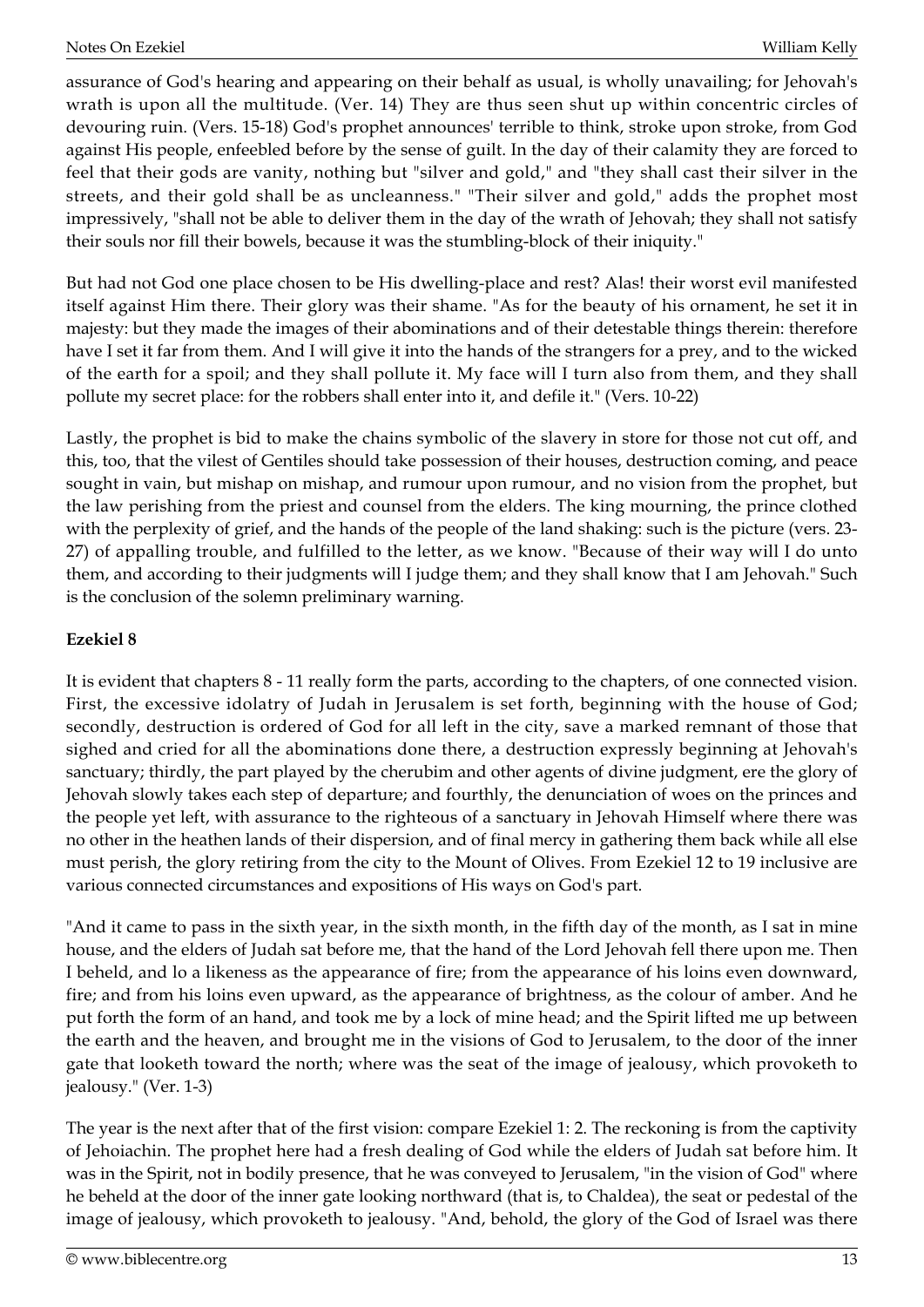assurance of God's hearing and appearing on their behalf as usual, is wholly unavailing; for Jehovah's wrath is upon all the multitude. (Ver. 14) They are thus seen shut up within concentric circles of devouring ruin. (Vers. 15-18) God's prophet announces' terrible to think, stroke upon stroke, from God against His people, enfeebled before by the sense of guilt. In the day of their calamity they are forced to feel that their gods are vanity, nothing but "silver and gold," and "they shall cast their silver in the streets, and their gold shall be as uncleanness." "Their silver and gold," adds the prophet most impressively, "shall not be able to deliver them in the day of the wrath of Jehovah; they shall not satisfy their souls nor fill their bowels, because it was the stumbling-block of their iniquity."

But had not God one place chosen to be His dwelling-place and rest? Alas! their worst evil manifested itself against Him there. Their glory was their shame. "As for the beauty of his ornament, he set it in majesty: but they made the images of their abominations and of their detestable things therein: therefore have I set it far from them. And I will give it into the hands of the strangers for a prey, and to the wicked of the earth for a spoil; and they shall pollute it. My face will I turn also from them, and they shall pollute my secret place: for the robbers shall enter into it, and defile it." (Vers. 10-22)

Lastly, the prophet is bid to make the chains symbolic of the slavery in store for those not cut off, and this, too, that the vilest of Gentiles should take possession of their houses, destruction coming, and peace sought in vain, but mishap on mishap, and rumour upon rumour, and no vision from the prophet, but the law perishing from the priest and counsel from the elders. The king mourning, the prince clothed with the perplexity of grief, and the hands of the people of the land shaking: such is the picture (vers. 23-27) of appalling trouble, and fulfilled to the letter, as we know. "Because of their way will I do unto them, and according to their judgments will I judge them; and they shall know that I am Jehovah." Such is the conclusion of the solemn preliminary warning.

**Ezekiel 8**

It is evident that chapters 8 - 11 really form the parts, according to the chapters, of one connected vision. First, the excessive idolatry of Judah in Jerusalem is set forth, beginning with the house of God; secondly, destruction is ordered of God for all left in the city, save a marked remnant of those that sighed and cried for all the abominations done there, a destruction expressly beginning at Jehovah's sanctuary; thirdly, the part played by the cherubim and other agents of divine judgment, ere the glory of Jehovah slowly takes each step of departure; and fourthly, the denunciation of woes on the princes and the people yet left, with assurance to the righteous of a sanctuary in Jehovah Himself where there was no other in the heathen lands of their dispersion, and of final mercy in gathering them back while all else must perish, the glory retiring from the city to the Mount of Olives. From Ezekiel 12 to 19 inclusive are various connected circumstances and expositions of His ways on God's part.

"And it came to pass in the sixth year, in the sixth month, in the fifth day of the month, as I sat in mine house, and the elders of Judah sat before me, that the hand of the Lord Jehovah fell there upon me. Then I beheld, and lo a likeness as the appearance of fire; from the appearance of his loins even downward, fire; and from his loins even upward, as the appearance of brightness, as the colour of amber. And he put forth the form of an hand, and took me by a lock of mine head; and the Spirit lifted me up between the earth and the heaven, and brought me in the visions of God to Jerusalem, to the door of the inner gate that looketh toward the north; where was the seat of the image of jealousy, which provoketh to jealousy." (Ver. 1-3)

The year is the next after that of the first vision: compare Ezekiel 1: 2. The reckoning is from the captivity of Jehoiachin. The prophet here had a fresh dealing of God while the elders of Judah sat before him. It was in the Spirit, not in bodily presence, that he was conveyed to Jerusalem, "in the vision of God" where he beheld at the door of the inner gate looking northward (that is, to Chaldea), the seat or pedestal of the image of jealousy, which provoketh to jealousy. "And, behold, the glory of the God of Israel was there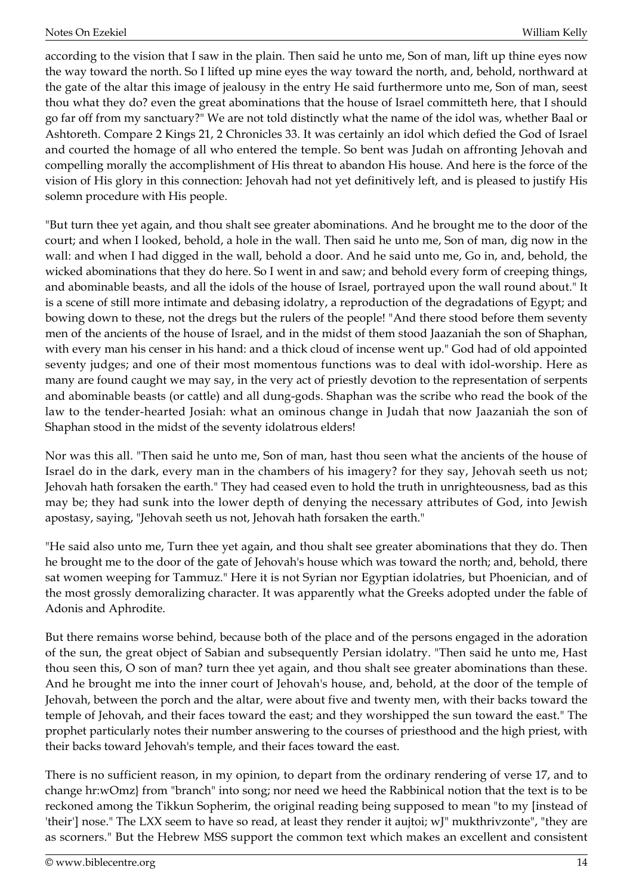according to the vision that I saw in the plain. Then said he unto me, Son of man, lift up thine eyes now the way toward the north. So I lifted up mine eyes the way toward the north, and, behold, northward at the gate of the altar this image of jealousy in the entry He said furthermore unto me, Son of man, seest thou what they do? even the great abominations that the house of Israel committeth here, that I should go far off from my sanctuary?" We are not told distinctly what the name of the idol was, whether Baal or Ashtoreth. Compare 2 Kings 21, 2 Chronicles 33. It was certainly an idol which defied the God of Israel and courted the homage of all who entered the temple. So bent was Judah on affronting Jehovah and compelling morally the accomplishment of His threat to abandon His house. And here is the force of the vision of His glory in this connection: Jehovah had not yet definitively left, and is pleased to justify His solemn procedure with His people.

"But turn thee yet again, and thou shalt see greater abominations. And he brought me to the door of the court; and when I looked, behold, a hole in the wall. Then said he unto me, Son of man, dig now in the wall: and when I had digged in the wall, behold a door. And he said unto me, Go in, and, behold, the wicked abominations that they do here. So I went in and saw; and behold every form of creeping things, and abominable beasts, and all the idols of the house of Israel, portrayed upon the wall round about." It is a scene of still more intimate and debasing idolatry, a reproduction of the degradations of Egypt; and bowing down to these, not the dregs but the rulers of the people! "And there stood before them seventy men of the ancients of the house of Israel, and in the midst of them stood Jaazaniah the son of Shaphan, with every man his censer in his hand: and a thick cloud of incense went up." God had of old appointed seventy judges; and one of their most momentous functions was to deal with idol-worship. Here as many are found caught we may say, in the very act of priestly devotion to the representation of serpents and abominable beasts (or cattle) and all dung-gods. Shaphan was the scribe who read the book of the law to the tender-hearted Josiah: what an ominous change in Judah that now Jaazaniah the son of Shaphan stood in the midst of the seventy idolatrous elders!

Nor was this all. "Then said he unto me, Son of man, hast thou seen what the ancients of the house of Israel do in the dark, every man in the chambers of his imagery? for they say, Jehovah seeth us not; Jehovah hath forsaken the earth." They had ceased even to hold the truth in unrighteousness, bad as this may be; they had sunk into the lower depth of denying the necessary attributes of God, into Jewish apostasy, saying, "Jehovah seeth us not, Jehovah hath forsaken the earth."

"He said also unto me, Turn thee yet again, and thou shalt see greater abominations that they do. Then he brought me to the door of the gate of Jehovah's house which was toward the north; and, behold, there sat women weeping for Tammuz." Here it is not Syrian nor Egyptian idolatries, but Phoenician, and of the most grossly demoralizing character. It was apparently what the Greeks adopted under the fable of Adonis and Aphrodite.

But there remains worse behind, because both of the place and of the persons engaged in the adoration of the sun, the great object of Sabian and subsequently Persian idolatry. "Then said he unto me, Hast thou seen this, O son of man? turn thee yet again, and thou shalt see greater abominations than these. And he brought me into the inner court of Jehovah's house, and, behold, at the door of the temple of Jehovah, between the porch and the altar, were about five and twenty men, with their backs toward the temple of Jehovah, and their faces toward the east; and they worshipped the sun toward the east." The prophet particularly notes their number answering to the courses of priesthood and the high priest, with their backs toward Jehovah's temple, and their faces toward the east.

There is no sufficient reason, in my opinion, to depart from the ordinary rendering of verse 17, and to change hr:wOmz} from "branch" into song; nor need we heed the Rabbinical notion that the text is to be reckoned among the Tikkun Sopherim, the original reading being supposed to mean "to my [instead of 'their'] nose." The LXX seem to have so read, at least they render it aujtoi; wJ" mukthrivzonte", "they are as scorners." But the Hebrew MSS support the common text which makes an excellent and consistent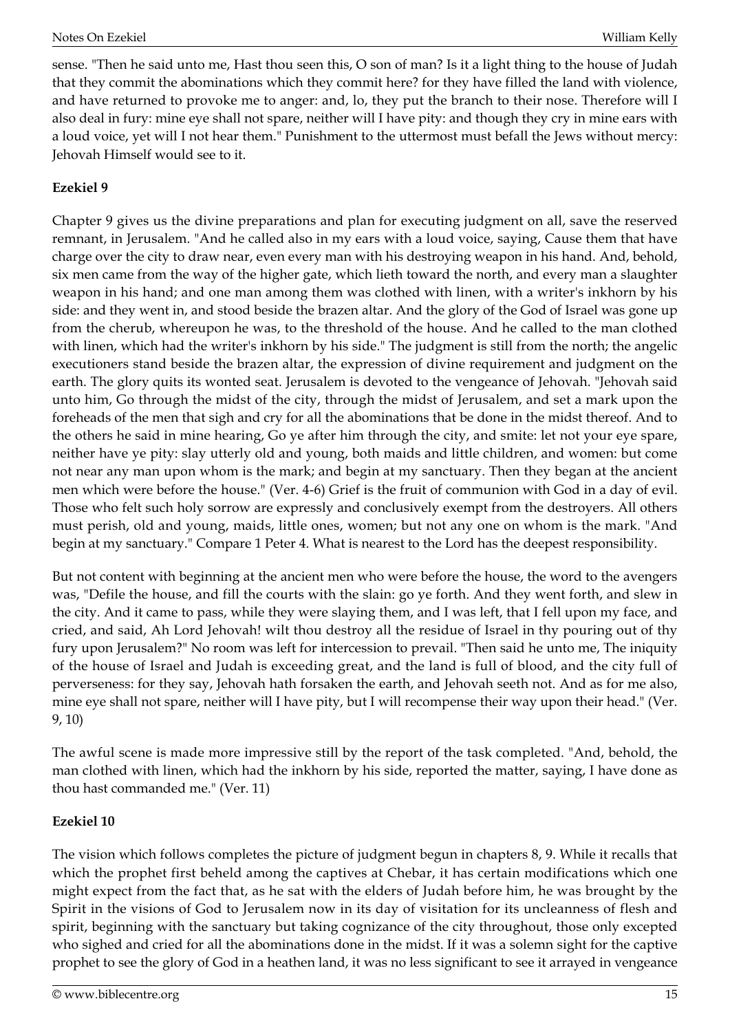sense. "Then he said unto me, Hast thou seen this, O son of man? Is it a light thing to the house of Judah that they commit the abominations which they commit here? for they have filled the land with violence, and have returned to provoke me to anger: and, lo, they put the branch to their nose. Therefore will I also deal in fury: mine eye shall not spare, neither will I have pity: and though they cry in mine ears with a loud voice, yet will I not hear them." Punishment to the uttermost must befall the Jews without mercy: Jehovah Himself would see to it.

**Ezekiel 9**

Chapter 9 gives us the divine preparations and plan for executing judgment on all, save the reserved remnant, in Jerusalem. "And he called also in my ears with a loud voice, saying, Cause them that have charge over the city to draw near, even every man with his destroying weapon in his hand. And, behold, six men came from the way of the higher gate, which lieth toward the north, and every man a slaughter weapon in his hand; and one man among them was clothed with linen, with a writer's inkhorn by his side: and they went in, and stood beside the brazen altar. And the glory of the God of Israel was gone up from the cherub, whereupon he was, to the threshold of the house. And he called to the man clothed with linen, which had the writer's inkhorn by his side." The judgment is still from the north; the angelic executioners stand beside the brazen altar, the expression of divine requirement and judgment on the earth. The glory quits its wonted seat. Jerusalem is devoted to the vengeance of Jehovah. "Jehovah said unto him, Go through the midst of the city, through the midst of Jerusalem, and set a mark upon the foreheads of the men that sigh and cry for all the abominations that be done in the midst thereof. And to the others he said in mine hearing, Go ye after him through the city, and smite: let not your eye spare, neither have ye pity: slay utterly old and young, both maids and little children, and women: but come not near any man upon whom is the mark; and begin at my sanctuary. Then they began at the ancient men which were before the house." (Ver. 4-6) Grief is the fruit of communion with God in a day of evil. Those who felt such holy sorrow are expressly and conclusively exempt from the destroyers. All others must perish, old and young, maids, little ones, women; but not any one on whom is the mark. "And begin at my sanctuary." Compare 1 Peter 4. What is nearest to the Lord has the deepest responsibility.

But not content with beginning at the ancient men who were before the house, the word to the avengers was, "Defile the house, and fill the courts with the slain: go ye forth. And they went forth, and slew in the city. And it came to pass, while they were slaying them, and I was left, that I fell upon my face, and cried, and said, Ah Lord Jehovah! wilt thou destroy all the residue of Israel in thy pouring out of thy fury upon Jerusalem?" No room was left for intercession to prevail. "Then said he unto me, The iniquity of the house of Israel and Judah is exceeding great, and the land is full of blood, and the city full of perverseness: for they say, Jehovah hath forsaken the earth, and Jehovah seeth not. And as for me also, mine eye shall not spare, neither will I have pity, but I will recompense their way upon their head." (Ver. 9, 10)

The awful scene is made more impressive still by the report of the task completed. "And, behold, the man clothed with linen, which had the inkhorn by his side, reported the matter, saying, I have done as thou hast commanded me." (Ver. 11)

**Ezekiel 10**

The vision which follows completes the picture of judgment begun in chapters 8, 9. While it recalls that which the prophet first beheld among the captives at Chebar, it has certain modifications which one might expect from the fact that, as he sat with the elders of Judah before him, he was brought by the Spirit in the visions of God to Jerusalem now in its day of visitation for its uncleanness of flesh and spirit, beginning with the sanctuary but taking cognizance of the city throughout, those only excepted who sighed and cried for all the abominations done in the midst. If it was a solemn sight for the captive prophet to see the glory of God in a heathen land, it was no less significant to see it arrayed in vengeance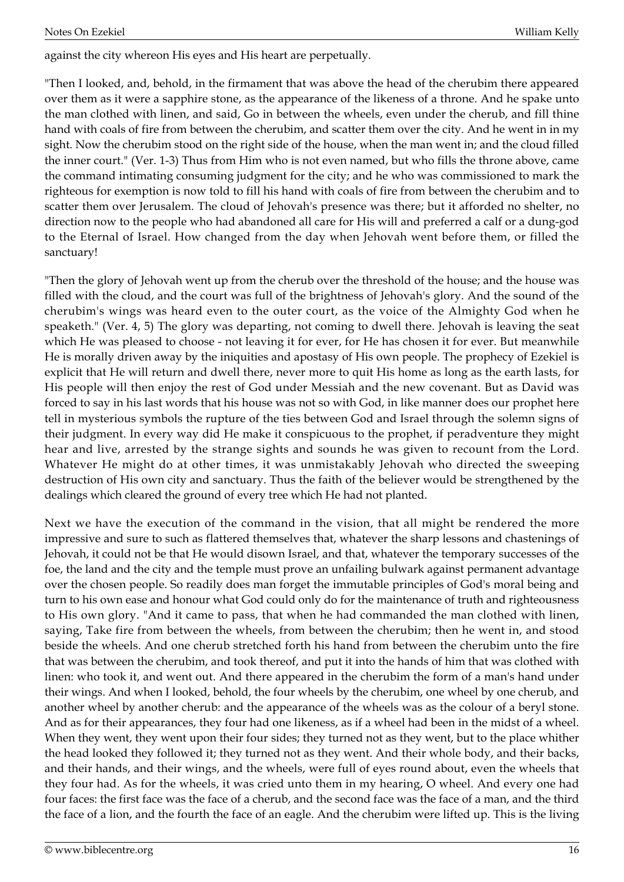against the city whereon His eyes and His heart are perpetually.

"Then I looked, and, behold, in the firmament that was above the head of the cherubim there appeared over them as it were a sapphire stone, as the appearance of the likeness of a throne. And he spake unto the man clothed with linen, and said, Go in between the wheels, even under the cherub, and fill thine hand with coals of fire from between the cherubim, and scatter them over the city. And he went in in my sight. Now the cherubim stood on the right side of the house, when the man went in; and the cloud filled the inner court." (Ver. 1-3) Thus from Him who is not even named, but who fills the throne above, came the command intimating consuming judgment for the city; and he who was commissioned to mark the righteous for exemption is now told to fill his hand with coals of fire from between the cherubim and to scatter them over Jerusalem. The cloud of Jehovah's presence was there; but it afforded no shelter, no direction now to the people who had abandoned all care for His will and preferred a calf or a dung-god to the Eternal of Israel. How changed from the day when Jehovah went before them, or filled the sanctuary!

"Then the glory of Jehovah went up from the cherub over the threshold of the house; and the house was filled with the cloud, and the court was full of the brightness of Jehovah's glory. And the sound of the cherubim's wings was heard even to the outer court, as the voice of the Almighty God when he speaketh." (Ver. 4, 5) The glory was departing, not coming to dwell there. Jehovah is leaving the seat which He was pleased to choose - not leaving it for ever, for He has chosen it for ever. But meanwhile He is morally driven away by the iniquities and apostasy of His own people. The prophecy of Ezekiel is explicit that He will return and dwell there, never more to quit His home as long as the earth lasts, for His people will then enjoy the rest of God under Messiah and the new covenant. But as David was forced to say in his last words that his house was not so with God, in like manner does our prophet here tell in mysterious symbols the rupture of the ties between God and Israel through the solemn signs of their judgment. In every way did He make it conspicuous to the prophet, if peradventure they might hear and live, arrested by the strange sights and sounds he was given to recount from the Lord. Whatever He might do at other times, it was unmistakably Jehovah who directed the sweeping destruction of His own city and sanctuary. Thus the faith of the believer would be strengthened by the dealings which cleared the ground of every tree which He had not planted.

Next we have the execution of the command in the vision, that all might be rendered the more impressive and sure to such as flattered themselves that, whatever the sharp lessons and chastenings of Jehovah, it could not be that He would disown Israel, and that, whatever the temporary successes of the foe, the land and the city and the temple must prove an unfailing bulwark against permanent advantage over the chosen people. So readily does man forget the immutable principles of God's moral being and turn to his own ease and honour what God could only do for the maintenance of truth and righteousness to His own glory. "And it came to pass, that when he had commanded the man clothed with linen, saying, Take fire from between the wheels, from between the cherubim; then he went in, and stood beside the wheels. And one cherub stretched forth his hand from between the cherubim unto the fire that was between the cherubim, and took thereof, and put it into the hands of him that was clothed with linen: who took it, and went out. And there appeared in the cherubim the form of a man's hand under their wings. And when I looked, behold, the four wheels by the cherubim, one wheel by one cherub, and another wheel by another cherub: and the appearance of the wheels was as the colour of a beryl stone. And as for their appearances, they four had one likeness, as if a wheel had been in the midst of a wheel. When they went, they went upon their four sides; they turned not as they went, but to the place whither the head looked they followed it; they turned not as they went. And their whole body, and their backs, and their hands, and their wings, and the wheels, were full of eyes round about, even the wheels that they four had. As for the wheels, it was cried unto them in my hearing, O wheel. And every one had four faces: the first face was the face of a cherub, and the second face was the face of a man, and the third the face of a lion, and the fourth the face of an eagle. And the cherubim were lifted up. This is the living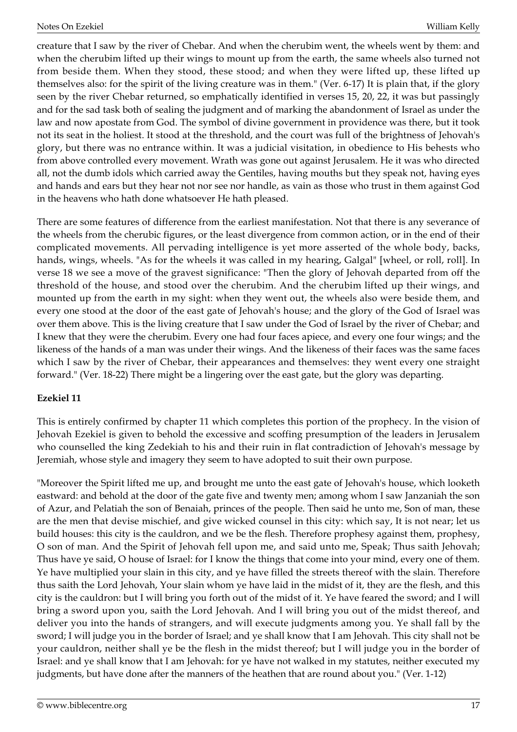creature that I saw by the river of Chebar. And when the cherubim went, the wheels went by them: and when the cherubim lifted up their wings to mount up from the earth, the same wheels also turned not from beside them. When they stood, these stood; and when they were lifted up, these lifted up themselves also: for the spirit of the living creature was in them." (Ver. 6-17) It is plain that, if the glory seen by the river Chebar returned, so emphatically identified in verses 15, 20, 22, it was but passingly and for the sad task both of sealing the judgment and of marking the abandonment of Israel as under the law and now apostate from God. The symbol of divine government in providence was there, but it took not its seat in the holiest. It stood at the threshold, and the court was full of the brightness of Jehovah's glory, but there was no entrance within. It was a judicial visitation, in obedience to His behests who from above controlled every movement. Wrath was gone out against Jerusalem. He it was who directed all, not the dumb idols which carried away the Gentiles, having mouths but they speak not, having eyes and hands and ears but they hear not nor see nor handle, as vain as those who trust in them against God in the heavens who hath done whatsoever He hath pleased.

There are some features of difference from the earliest manifestation. Not that there is any severance of the wheels from the cherubic figures, or the least divergence from common action, or in the end of their complicated movements. All pervading intelligence is yet more asserted of the whole body, backs, hands, wings, wheels. "As for the wheels it was called in my hearing, Galgal" [wheel, or roll, roll]. In verse 18 we see a move of the gravest significance: "Then the glory of Jehovah departed from off the threshold of the house, and stood over the cherubim. And the cherubim lifted up their wings, and mounted up from the earth in my sight: when they went out, the wheels also were beside them, and every one stood at the door of the east gate of Jehovah's house; and the glory of the God of Israel was over them above. This is the living creature that I saw under the God of Israel by the river of Chebar; and I knew that they were the cherubim. Every one had four faces apiece, and every one four wings; and the likeness of the hands of a man was under their wings. And the likeness of their faces was the same faces which I saw by the river of Chebar, their appearances and themselves: they went every one straight forward." (Ver. 18-22) There might be a lingering over the east gate, but the glory was departing.

**Ezekiel 11**

This is entirely confirmed by chapter 11 which completes this portion of the prophecy. In the vision of Jehovah Ezekiel is given to behold the excessive and scoffing presumption of the leaders in Jerusalem who counselled the king Zedekiah to his and their ruin in flat contradiction of Jehovah's message by Jeremiah, whose style and imagery they seem to have adopted to suit their own purpose.

"Moreover the Spirit lifted me up, and brought me unto the east gate of Jehovah's house, which looketh eastward: and behold at the door of the gate five and twenty men; among whom I saw Janzaniah the son of Azur, and Pelatiah the son of Benaiah, princes of the people. Then said he unto me, Son of man, these are the men that devise mischief, and give wicked counsel in this city: which say, It is not near; let us build houses: this city is the cauldron, and we be the flesh. Therefore prophesy against them, prophesy, O son of man. And the Spirit of Jehovah fell upon me, and said unto me, Speak; Thus saith Jehovah; Thus have ye said, O house of Israel: for I know the things that come into your mind, every one of them. Ye have multiplied your slain in this city, and ye have filled the streets thereof with the slain. Therefore thus saith the Lord Jehovah, Your slain whom ye have laid in the midst of it, they are the flesh, and this city is the cauldron: but I will bring you forth out of the midst of it. Ye have feared the sword; and I will bring a sword upon you, saith the Lord Jehovah. And I will bring you out of the midst thereof, and deliver you into the hands of strangers, and will execute judgments among you. Ye shall fall by the sword; I will judge you in the border of Israel; and ye shall know that I am Jehovah. This city shall not be your cauldron, neither shall ye be the flesh in the midst thereof; but I will judge you in the border of Israel: and ye shall know that I am Jehovah: for ye have not walked in my statutes, neither executed my judgments, but have done after the manners of the heathen that are round about you." (Ver. 1-12)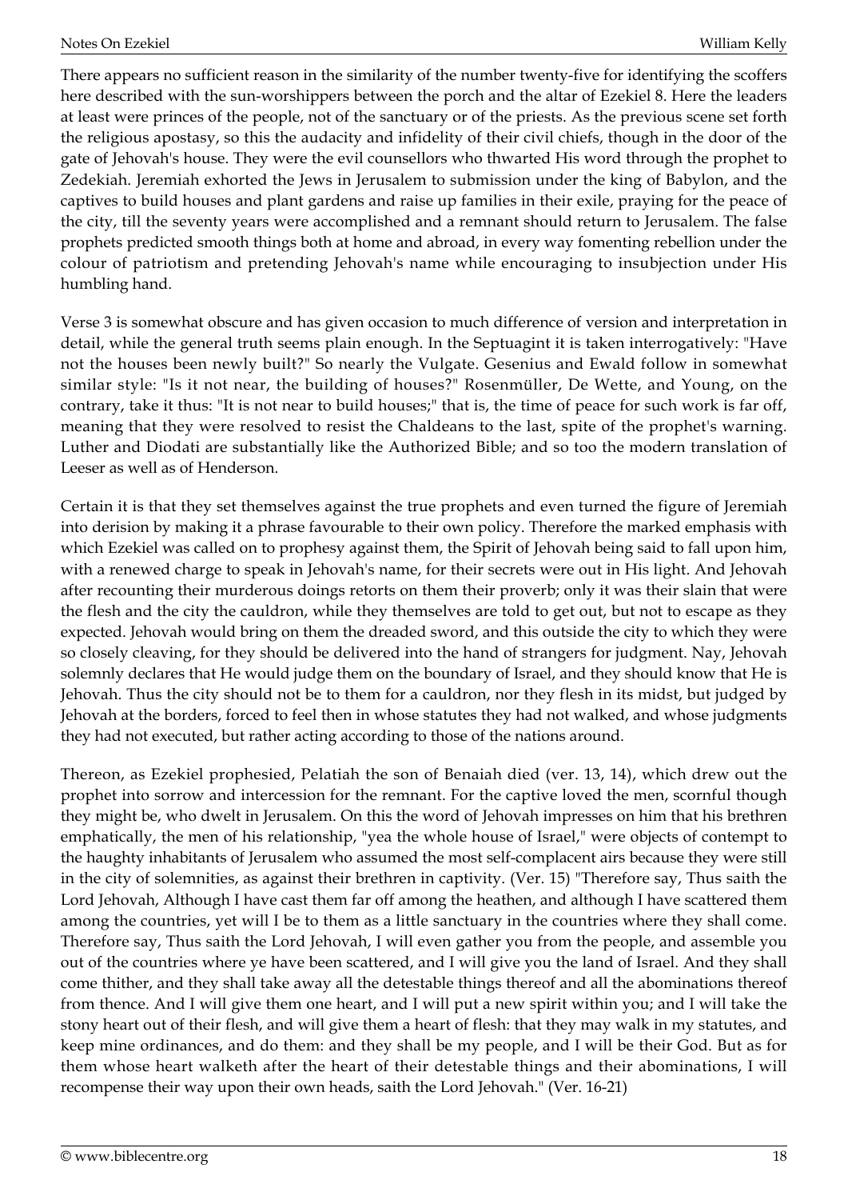There appears no sufficient reason in the similarity of the number twenty-five for identifying the scoffers here described with the sun-worshippers between the porch and the altar of Ezekiel 8. Here the leaders at least were princes of the people, not of the sanctuary or of the priests. As the previous scene set forth the religious apostasy, so this the audacity and infidelity of their civil chiefs, though in the door of the gate of Jehovah's house. They were the evil counsellors who thwarted His word through the prophet to Zedekiah. Jeremiah exhorted the Jews in Jerusalem to submission under the king of Babylon, and the captives to build houses and plant gardens and raise up families in their exile, praying for the peace of the city, till the seventy years were accomplished and a remnant should return to Jerusalem. The false prophets predicted smooth things both at home and abroad, in every way fomenting rebellion under the colour of patriotism and pretending Jehovah's name while encouraging to insubjection under His humbling hand.

Verse 3 is somewhat obscure and has given occasion to much difference of version and interpretation in detail, while the general truth seems plain enough. In the Septuagint it is taken interrogatively: "Have not the houses been newly built?" So nearly the Vulgate. Gesenius and Ewald follow in somewhat similar style: "Is it not near, the building of houses?" Rosenmüller, De Wette, and Young, on the contrary, take it thus: "It is not near to build houses;" that is, the time of peace for such work is far off, meaning that they were resolved to resist the Chaldeans to the last, spite of the prophet's warning. Luther and Diodati are substantially like the Authorized Bible; and so too the modern translation of Leeser as well as of Henderson.

Certain it is that they set themselves against the true prophets and even turned the figure of Jeremiah into derision by making it a phrase favourable to their own policy. Therefore the marked emphasis with which Ezekiel was called on to prophesy against them, the Spirit of Jehovah being said to fall upon him, with a renewed charge to speak in Jehovah's name, for their secrets were out in His light. And Jehovah after recounting their murderous doings retorts on them their proverb; only it was their slain that were the flesh and the city the cauldron, while they themselves are told to get out, but not to escape as they expected. Jehovah would bring on them the dreaded sword, and this outside the city to which they were so closely cleaving, for they should be delivered into the hand of strangers for judgment. Nay, Jehovah solemnly declares that He would judge them on the boundary of Israel, and they should know that He is Jehovah. Thus the city should not be to them for a cauldron, nor they flesh in its midst, but judged by Jehovah at the borders, forced to feel then in whose statutes they had not walked, and whose judgments they had not executed, but rather acting according to those of the nations around.

Thereon, as Ezekiel prophesied, Pelatiah the son of Benaiah died (ver. 13, 14), which drew out the prophet into sorrow and intercession for the remnant. For the captive loved the men, scornful though they might be, who dwelt in Jerusalem. On this the word of Jehovah impresses on him that his brethren emphatically, the men of his relationship, "yea the whole house of Israel," were objects of contempt to the haughty inhabitants of Jerusalem who assumed the most self-complacent airs because they were still in the city of solemnities, as against their brethren in captivity. (Ver. 15) "Therefore say, Thus saith the Lord Jehovah, Although I have cast them far off among the heathen, and although I have scattered them among the countries, yet will I be to them as a little sanctuary in the countries where they shall come. Therefore say, Thus saith the Lord Jehovah, I will even gather you from the people, and assemble you out of the countries where ye have been scattered, and I will give you the land of Israel. And they shall come thither, and they shall take away all the detestable things thereof and all the abominations thereof from thence. And I will give them one heart, and I will put a new spirit within you; and I will take the stony heart out of their flesh, and will give them a heart of flesh: that they may walk in my statutes, and keep mine ordinances, and do them: and they shall be my people, and I will be their God. But as for them whose heart walketh after the heart of their detestable things and their abominations, I will recompense their way upon their own heads, saith the Lord Jehovah." (Ver. 16-21)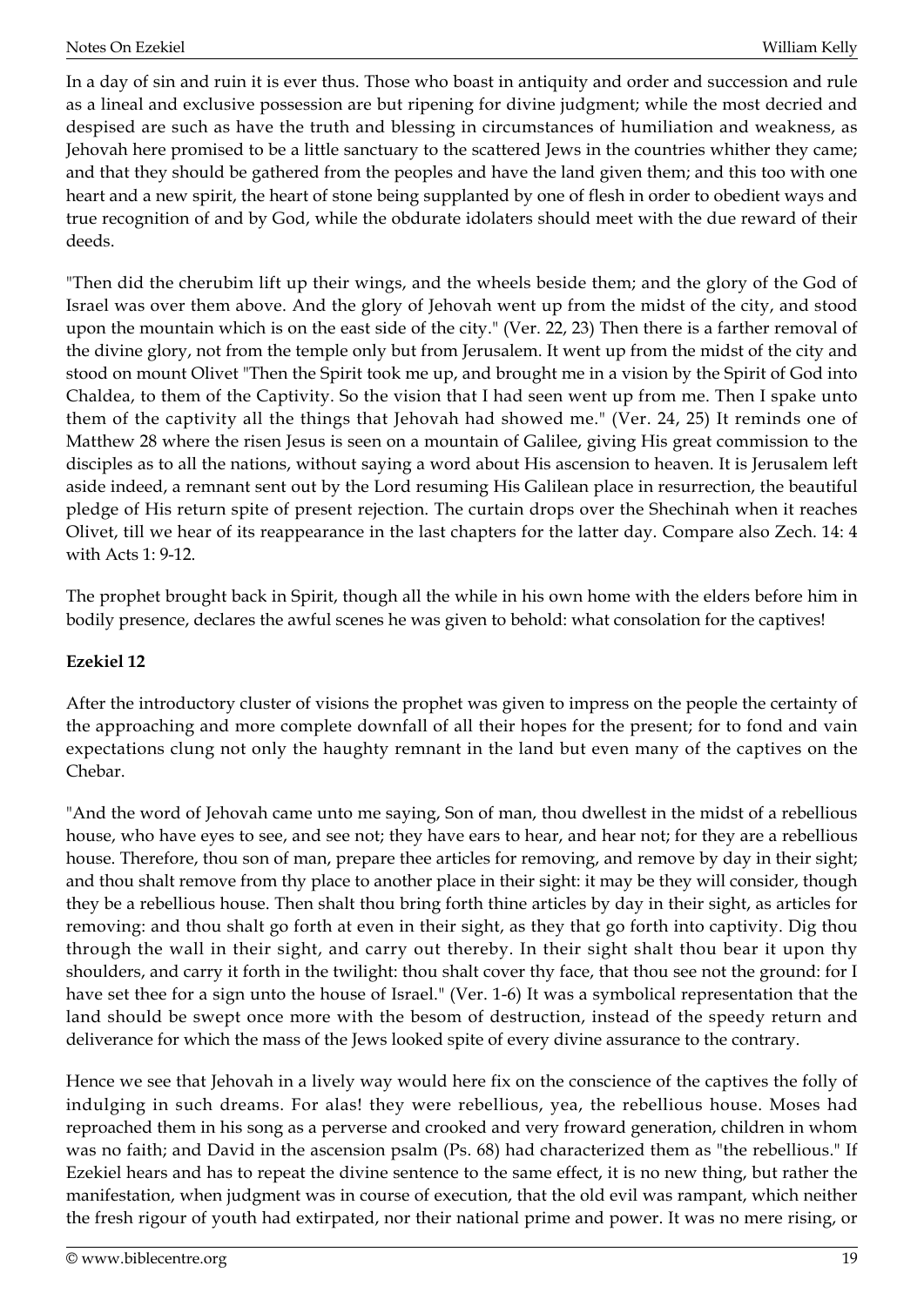In a day of sin and ruin it is ever thus. Those who boast in antiquity and order and succession and rule as a lineal and exclusive possession are but ripening for divine judgment; while the most decried and despised are such as have the truth and blessing in circumstances of humiliation and weakness, as Jehovah here promised to be a little sanctuary to the scattered Jews in the countries whither they came; and that they should be gathered from the peoples and have the land given them; and this too with one heart and a new spirit, the heart of stone being supplanted by one of flesh in order to obedient ways and true recognition of and by God, while the obdurate idolaters should meet with the due reward of their deeds.

"Then did the cherubim lift up their wings, and the wheels beside them; and the glory of the God of Israel was over them above. And the glory of Jehovah went up from the midst of the city, and stood upon the mountain which is on the east side of the city." (Ver. 22, 23) Then there is a farther removal of the divine glory, not from the temple only but from Jerusalem. It went up from the midst of the city and stood on mount Olivet "Then the Spirit took me up, and brought me in a vision by the Spirit of God into Chaldea, to them of the Captivity. So the vision that I had seen went up from me. Then I spake unto them of the captivity all the things that Jehovah had showed me." (Ver. 24, 25) It reminds one of Matthew 28 where the risen Jesus is seen on a mountain of Galilee, giving His great commission to the disciples as to all the nations, without saying a word about His ascension to heaven. It is Jerusalem left aside indeed, a remnant sent out by the Lord resuming His Galilean place in resurrection, the beautiful pledge of His return spite of present rejection. The curtain drops over the Shechinah when it reaches Olivet, till we hear of its reappearance in the last chapters for the latter day. Compare also Zech. 14: 4 with Acts 1: 9-12.

The prophet brought back in Spirit, though all the while in his own home with the elders before him in bodily presence, declares the awful scenes he was given to behold: what consolation for the captives!

**Ezekiel 12**

After the introductory cluster of visions the prophet was given to impress on the people the certainty of the approaching and more complete downfall of all their hopes for the present; for to fond and vain expectations clung not only the haughty remnant in the land but even many of the captives on the Chebar.

"And the word of Jehovah came unto me saying, Son of man, thou dwellest in the midst of a rebellious house, who have eyes to see, and see not; they have ears to hear, and hear not; for they are a rebellious house. Therefore, thou son of man, prepare thee articles for removing, and remove by day in their sight; and thou shalt remove from thy place to another place in their sight: it may be they will consider, though they be a rebellious house. Then shalt thou bring forth thine articles by day in their sight, as articles for removing: and thou shalt go forth at even in their sight, as they that go forth into captivity. Dig thou through the wall in their sight, and carry out thereby. In their sight shalt thou bear it upon thy shoulders, and carry it forth in the twilight: thou shalt cover thy face, that thou see not the ground: for I have set thee for a sign unto the house of Israel." (Ver. 1-6) It was a symbolical representation that the land should be swept once more with the besom of destruction, instead of the speedy return and deliverance for which the mass of the Jews looked spite of every divine assurance to the contrary.

Hence we see that Jehovah in a lively way would here fix on the conscience of the captives the folly of indulging in such dreams. For alas! they were rebellious, yea, the rebellious house. Moses had reproached them in his song as a perverse and crooked and very froward generation, children in whom was no faith; and David in the ascension psalm (Ps. 68) had characterized them as "the rebellious." If Ezekiel hears and has to repeat the divine sentence to the same effect, it is no new thing, but rather the manifestation, when judgment was in course of execution, that the old evil was rampant, which neither the fresh rigour of youth had extirpated, nor their national prime and power. It was no mere rising, or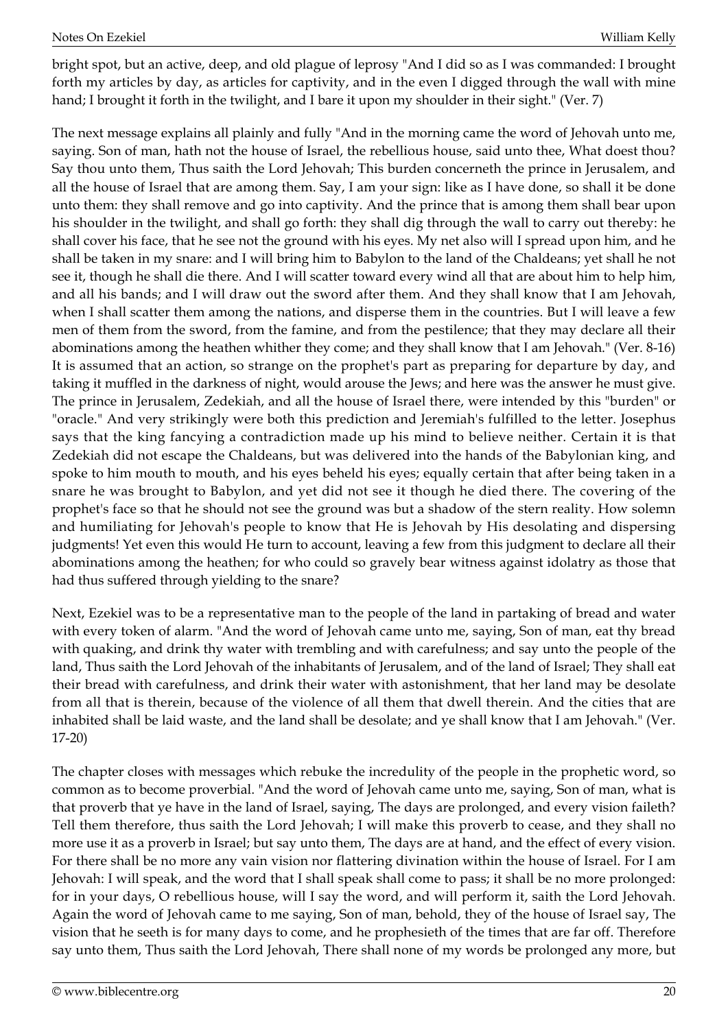bright spot, but an active, deep, and old plague of leprosy "And I did so as I was commanded: I brought forth my articles by day, as articles for captivity, and in the even I digged through the wall with mine hand; I brought it forth in the twilight, and I bare it upon my shoulder in their sight." (Ver. 7)

The next message explains all plainly and fully "And in the morning came the word of Jehovah unto me, saying. Son of man, hath not the house of Israel, the rebellious house, said unto thee, What doest thou? Say thou unto them, Thus saith the Lord Jehovah; This burden concerneth the prince in Jerusalem, and all the house of Israel that are among them. Say, I am your sign: like as I have done, so shall it be done unto them: they shall remove and go into captivity. And the prince that is among them shall bear upon his shoulder in the twilight, and shall go forth: they shall dig through the wall to carry out thereby: he shall cover his face, that he see not the ground with his eyes. My net also will I spread upon him, and he shall be taken in my snare: and I will bring him to Babylon to the land of the Chaldeans; yet shall he not see it, though he shall die there. And I will scatter toward every wind all that are about him to help him, and all his bands; and I will draw out the sword after them. And they shall know that I am Jehovah, when I shall scatter them among the nations, and disperse them in the countries. But I will leave a few men of them from the sword, from the famine, and from the pestilence; that they may declare all their abominations among the heathen whither they come; and they shall know that I am Jehovah." (Ver. 8-16) It is assumed that an action, so strange on the prophet's part as preparing for departure by day, and taking it muffled in the darkness of night, would arouse the Jews; and here was the answer he must give. The prince in Jerusalem, Zedekiah, and all the house of Israel there, were intended by this "burden" or "oracle." And very strikingly were both this prediction and Jeremiah's fulfilled to the letter. Josephus says that the king fancying a contradiction made up his mind to believe neither. Certain it is that Zedekiah did not escape the Chaldeans, but was delivered into the hands of the Babylonian king, and spoke to him mouth to mouth, and his eyes beheld his eyes; equally certain that after being taken in a snare he was brought to Babylon, and yet did not see it though he died there. The covering of the prophet's face so that he should not see the ground was but a shadow of the stern reality. How solemn and humiliating for Jehovah's people to know that He is Jehovah by His desolating and dispersing judgments! Yet even this would He turn to account, leaving a few from this judgment to declare all their abominations among the heathen; for who could so gravely bear witness against idolatry as those that had thus suffered through yielding to the snare?

Next, Ezekiel was to be a representative man to the people of the land in partaking of bread and water with every token of alarm. "And the word of Jehovah came unto me, saying, Son of man, eat thy bread with quaking, and drink thy water with trembling and with carefulness; and say unto the people of the land, Thus saith the Lord Jehovah of the inhabitants of Jerusalem, and of the land of Israel; They shall eat their bread with carefulness, and drink their water with astonishment, that her land may be desolate from all that is therein, because of the violence of all them that dwell therein. And the cities that are inhabited shall be laid waste, and the land shall be desolate; and ye shall know that I am Jehovah." (Ver. 17-20)

The chapter closes with messages which rebuke the incredulity of the people in the prophetic word, so common as to become proverbial. "And the word of Jehovah came unto me, saying, Son of man, what is that proverb that ye have in the land of Israel, saying, The days are prolonged, and every vision faileth? Tell them therefore, thus saith the Lord Jehovah; I will make this proverb to cease, and they shall no more use it as a proverb in Israel; but say unto them, The days are at hand, and the effect of every vision. For there shall be no more any vain vision nor flattering divination within the house of Israel. For I am Jehovah: I will speak, and the word that I shall speak shall come to pass; it shall be no more prolonged: for in your days, O rebellious house, will I say the word, and will perform it, saith the Lord Jehovah. Again the word of Jehovah came to me saying, Son of man, behold, they of the house of Israel say, The vision that he seeth is for many days to come, and he prophesieth of the times that are far off. Therefore say unto them, Thus saith the Lord Jehovah, There shall none of my words be prolonged any more, but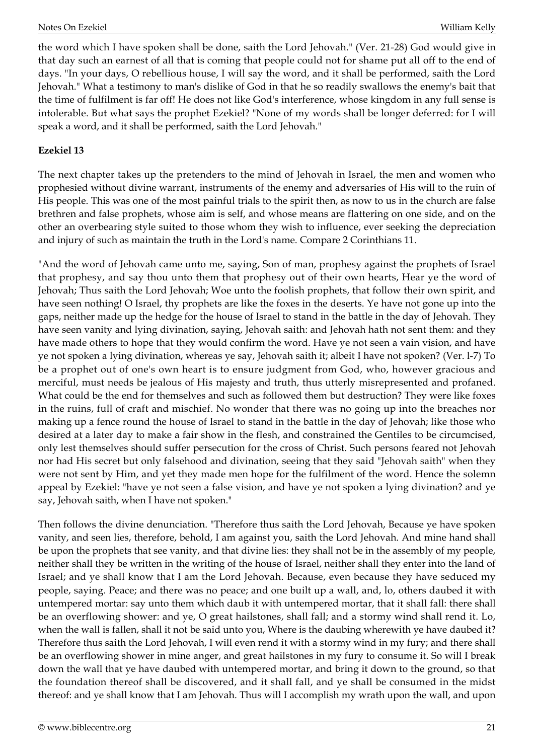the word which I have spoken shall be done, saith the Lord Jehovah." (Ver. 21-28) God would give in that day such an earnest of all that is coming that people could not for shame put all off to the end of days. "In your days, O rebellious house, I will say the word, and it shall be performed, saith the Lord Jehovah." What a testimony to man's dislike of God in that he so readily swallows the enemy's bait that the time of fulfilment is far off! He does not like God's interference, whose kingdom in any full sense is intolerable. But what says the prophet Ezekiel? "None of my words shall be longer deferred: for I will speak a word, and it shall be performed, saith the Lord Jehovah."

**Ezekiel 13**

The next chapter takes up the pretenders to the mind of Jehovah in Israel, the men and women who prophesied without divine warrant, instruments of the enemy and adversaries of His will to the ruin of His people. This was one of the most painful trials to the spirit then, as now to us in the church are false brethren and false prophets, whose aim is self, and whose means are flattering on one side, and on the other an overbearing style suited to those whom they wish to influence, ever seeking the depreciation and injury of such as maintain the truth in the Lord's name. Compare 2 Corinthians 11.

"And the word of Jehovah came unto me, saying, Son of man, prophesy against the prophets of Israel that prophesy, and say thou unto them that prophesy out of their own hearts, Hear ye the word of Jehovah; Thus saith the Lord Jehovah; Woe unto the foolish prophets, that follow their own spirit, and have seen nothing! O Israel, thy prophets are like the foxes in the deserts. Ye have not gone up into the gaps, neither made up the hedge for the house of Israel to stand in the battle in the day of Jehovah. They have seen vanity and lying divination, saying, Jehovah saith: and Jehovah hath not sent them: and they have made others to hope that they would confirm the word. Have ye not seen a vain vision, and have ye not spoken a lying divination, whereas ye say, Jehovah saith it; albeit I have not spoken? (Ver. l-7) To be a prophet out of one's own heart is to ensure judgment from God, who, however gracious and merciful, must needs be jealous of His majesty and truth, thus utterly misrepresented and profaned. What could be the end for themselves and such as followed them but destruction? They were like foxes in the ruins, full of craft and mischief. No wonder that there was no going up into the breaches nor making up a fence round the house of Israel to stand in the battle in the day of Jehovah; like those who desired at a later day to make a fair show in the flesh, and constrained the Gentiles to be circumcised, only lest themselves should suffer persecution for the cross of Christ. Such persons feared not Jehovah nor had His secret but only falsehood and divination, seeing that they said "Jehovah saith" when they were not sent by Him, and yet they made men hope for the fulfilment of the word. Hence the solemn appeal by Ezekiel: "have ye not seen a false vision, and have ye not spoken a lying divination? and ye say, Jehovah saith, when I have not spoken."

Then follows the divine denunciation. "Therefore thus saith the Lord Jehovah, Because ye have spoken vanity, and seen lies, therefore, behold, I am against you, saith the Lord Jehovah. And mine hand shall be upon the prophets that see vanity, and that divine lies: they shall not be in the assembly of my people, neither shall they be written in the writing of the house of Israel, neither shall they enter into the land of Israel; and ye shall know that I am the Lord Jehovah. Because, even because they have seduced my people, saying. Peace; and there was no peace; and one built up a wall, and, lo, others daubed it with untempered mortar: say unto them which daub it with untempered mortar, that it shall fall: there shall be an overflowing shower: and ye, O great hailstones, shall fall; and a stormy wind shall rend it. Lo, when the wall is fallen, shall it not be said unto you, Where is the daubing wherewith ye have daubed it? Therefore thus saith the Lord Jehovah, I will even rend it with a stormy wind in my fury; and there shall be an overflowing shower in mine anger, and great hailstones in my fury to consume it. So will I break down the wall that ye have daubed with untempered mortar, and bring it down to the ground, so that the foundation thereof shall be discovered, and it shall fall, and ye shall be consumed in the midst thereof: and ye shall know that I am Jehovah. Thus will I accomplish my wrath upon the wall, and upon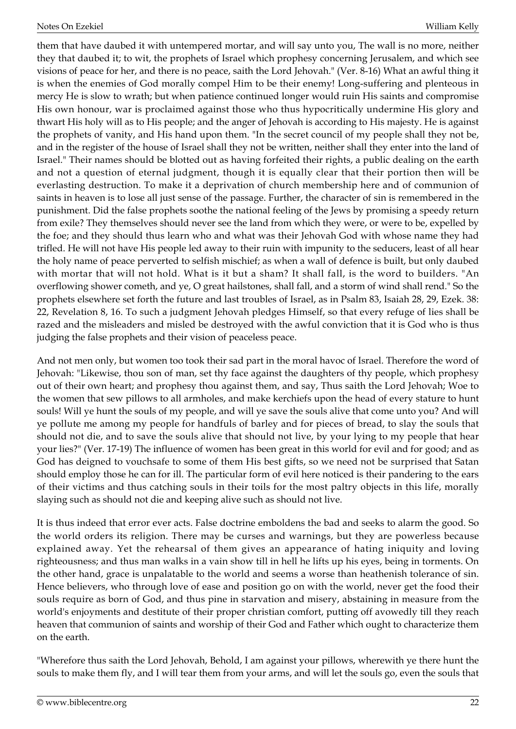them that have daubed it with untempered mortar, and will say unto you, The wall is no more, neither they that daubed it; to wit, the prophets of Israel which prophesy concerning Jerusalem, and which see visions of peace for her, and there is no peace, saith the Lord Jehovah." (Ver. 8-16) What an awful thing it is when the enemies of God morally compel Him to be their enemy! Long-suffering and plenteous in mercy He is slow to wrath; but when patience continued longer would ruin His saints and compromise His own honour, war is proclaimed against those who thus hypocritically undermine His glory and thwart His holy will as to His people; and the anger of Jehovah is according to His majesty. He is against the prophets of vanity, and His hand upon them. "In the secret council of my people shall they not be, and in the register of the house of Israel shall they not be written, neither shall they enter into the land of Israel." Their names should be blotted out as having forfeited their rights, a public dealing on the earth and not a question of eternal judgment, though it is equally clear that their portion then will be everlasting destruction. To make it a deprivation of church membership here and of communion of saints in heaven is to lose all just sense of the passage. Further, the character of sin is remembered in the punishment. Did the false prophets soothe the national feeling of the Jews by promising a speedy return from exile? They themselves should never see the land from which they were, or were to be, expelled by the foe; and they should thus learn who and what was their Jehovah God with whose name they had trifled. He will not have His people led away to their ruin with impunity to the seducers, least of all hear the holy name of peace perverted to selfish mischief; as when a wall of defence is built, but only daubed with mortar that will not hold. What is it but a sham? It shall fall, is the word to builders. "An overflowing shower cometh, and ye, O great hailstones, shall fall, and a storm of wind shall rend." So the prophets elsewhere set forth the future and last troubles of Israel, as in Psalm 83, Isaiah 28, 29, Ezek. 38: 22, Revelation 8, 16. To such a judgment Jehovah pledges Himself, so that every refuge of lies shall be razed and the misleaders and misled be destroyed with the awful conviction that it is God who is thus judging the false prophets and their vision of peaceless peace.

And not men only, but women too took their sad part in the moral havoc of Israel. Therefore the word of Jehovah: "Likewise, thou son of man, set thy face against the daughters of thy people, which prophesy out of their own heart; and prophesy thou against them, and say, Thus saith the Lord Jehovah; Woe to the women that sew pillows to all armholes, and make kerchiefs upon the head of every stature to hunt souls! Will ye hunt the souls of my people, and will ye save the souls alive that come unto you? And will ye pollute me among my people for handfuls of barley and for pieces of bread, to slay the souls that should not die, and to save the souls alive that should not live, by your lying to my people that hear your lies?" (Ver. 17-19) The influence of women has been great in this world for evil and for good; and as God has deigned to vouchsafe to some of them His best gifts, so we need not be surprised that Satan should employ those he can for ill. The particular form of evil here noticed is their pandering to the ears of their victims and thus catching souls in their toils for the most paltry objects in this life, morally slaying such as should not die and keeping alive such as should not live.

It is thus indeed that error ever acts. False doctrine emboldens the bad and seeks to alarm the good. So the world orders its religion. There may be curses and warnings, but they are powerless because explained away. Yet the rehearsal of them gives an appearance of hating iniquity and loving righteousness; and thus man walks in a vain show till in hell he lifts up his eyes, being in torments. On the other hand, grace is unpalatable to the world and seems a worse than heathenish tolerance of sin. Hence believers, who through love of ease and position go on with the world, never get the food their souls require as born of God, and thus pine in starvation and misery, abstaining in measure from the world's enjoyments and destitute of their proper christian comfort, putting off avowedly till they reach heaven that communion of saints and worship of their God and Father which ought to characterize them on the earth.

"Wherefore thus saith the Lord Jehovah, Behold, I am against your pillows, wherewith ye there hunt the souls to make them fly, and I will tear them from your arms, and will let the souls go, even the souls that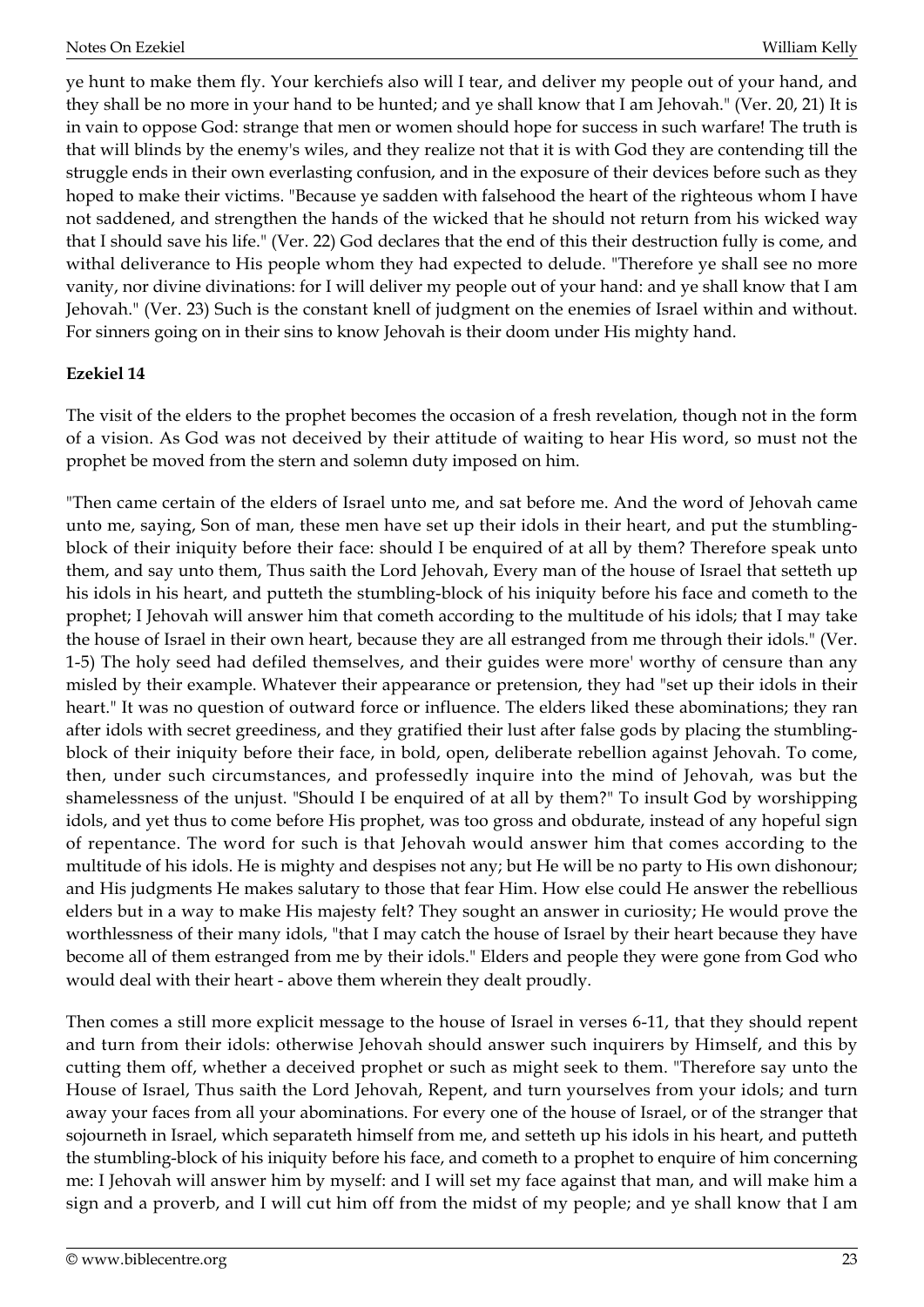ye hunt to make them fly. Your kerchiefs also will I tear, and deliver my people out of your hand, and they shall be no more in your hand to be hunted; and ye shall know that I am Jehovah." (Ver. 20, 21) It is in vain to oppose God: strange that men or women should hope for success in such warfare! The truth is that will blinds by the enemy's wiles, and they realize not that it is with God they are contending till the struggle ends in their own everlasting confusion, and in the exposure of their devices before such as they hoped to make their victims. "Because ye sadden with falsehood the heart of the righteous whom I have not saddened, and strengthen the hands of the wicked that he should not return from his wicked way that I should save his life." (Ver. 22) God declares that the end of this their destruction fully is come, and withal deliverance to His people whom they had expected to delude. "Therefore ye shall see no more vanity, nor divine divinations: for I will deliver my people out of your hand: and ye shall know that I am Jehovah." (Ver. 23) Such is the constant knell of judgment on the enemies of Israel within and without. For sinners going on in their sins to know Jehovah is their doom under His mighty hand.

**Ezekiel 14**

The visit of the elders to the prophet becomes the occasion of a fresh revelation, though not in the form of a vision. As God was not deceived by their attitude of waiting to hear His word, so must not the prophet be moved from the stern and solemn duty imposed on him.

"Then came certain of the elders of Israel unto me, and sat before me. And the word of Jehovah came unto me, saying, Son of man, these men have set up their idols in their heart, and put the stumbling-block of their iniquity before their face: should I be enquired of at all by them? Therefore speak unto them, and say unto them, Thus saith the Lord Jehovah, Every man of the house of Israel that setteth up his idols in his heart, and putteth the stumbling-block of his iniquity before his face and cometh to the prophet; I Jehovah will answer him that cometh according to the multitude of his idols; that I may take the house of Israel in their own heart, because they are all estranged from me through their idols." (Ver. 1-5) The holy seed had defiled themselves, and their guides were more' worthy of censure than any misled by their example. Whatever their appearance or pretension, they had "set up their idols in their heart." It was no question of outward force or influence. The elders liked these abominations; they ran after idols with secret greediness, and they gratified their lust after false gods by placing the stumbling-block of their iniquity before their face, in bold, open, deliberate rebellion against Jehovah. To come, then, under such circumstances, and professedly inquire into the mind of Jehovah, was but the shamelessness of the unjust. "Should I be enquired of at all by them?" To insult God by worshipping idols, and yet thus to come before His prophet, was too gross and obdurate, instead of any hopeful sign of repentance. The word for such is that Jehovah would answer him that comes according to the multitude of his idols. He is mighty and despises not any; but He will be no party to His own dishonour; and His judgments He makes salutary to those that fear Him. How else could He answer the rebellious elders but in a way to make His majesty felt? They sought an answer in curiosity; He would prove the worthlessness of their many idols, "that I may catch the house of Israel by their heart because they have become all of them estranged from me by their idols." Elders and people they were gone from God who would deal with their heart - above them wherein they dealt proudly.

Then comes a still more explicit message to the house of Israel in verses 6-11, that they should repent and turn from their idols: otherwise Jehovah should answer such inquirers by Himself, and this by cutting them off, whether a deceived prophet or such as might seek to them. "Therefore say unto the House of Israel, Thus saith the Lord Jehovah, Repent, and turn yourselves from your idols; and turn away your faces from all your abominations. For every one of the house of Israel, or of the stranger that sojourneth in Israel, which separateth himself from me, and setteth up his idols in his heart, and putteth the stumbling-block of his iniquity before his face, and cometh to a prophet to enquire of him concerning me: I Jehovah will answer him by myself: and I will set my face against that man, and will make him a sign and a proverb, and I will cut him off from the midst of my people; and ye shall know that I am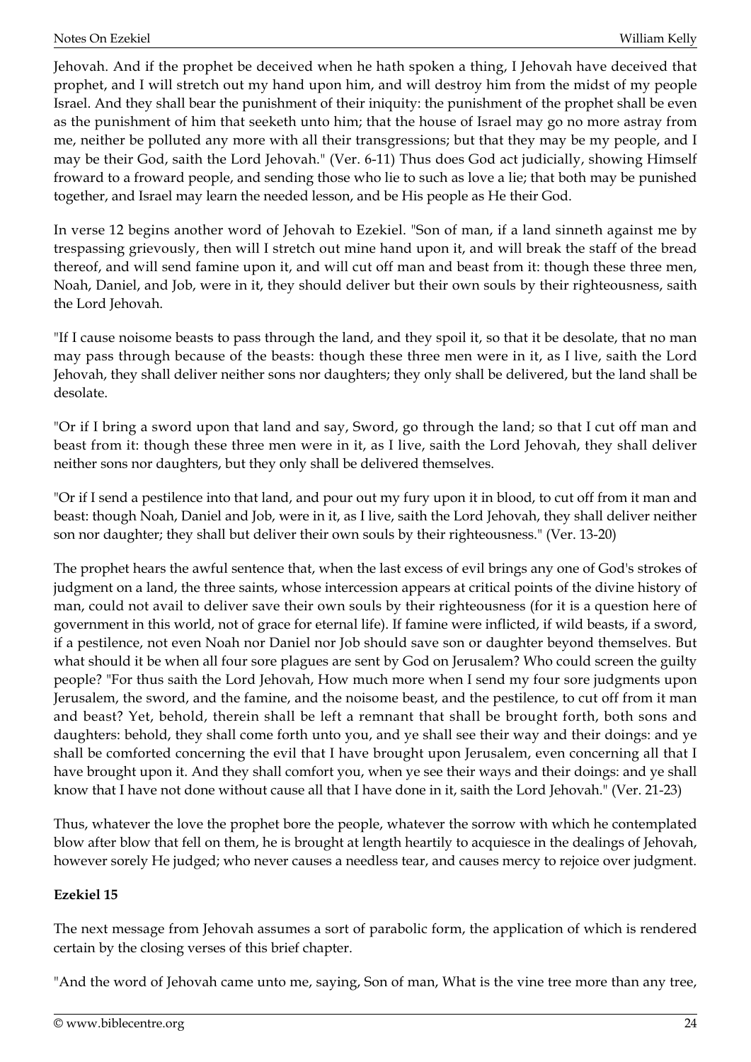Jehovah. And if the prophet be deceived when he hath spoken a thing, I Jehovah have deceived that prophet, and I will stretch out my hand upon him, and will destroy him from the midst of my people Israel. And they shall bear the punishment of their iniquity: the punishment of the prophet shall be even as the punishment of him that seeketh unto him; that the house of Israel may go no more astray from me, neither be polluted any more with all their transgressions; but that they may be my people, and I may be their God, saith the Lord Jehovah." (Ver. 6-11) Thus does God act judicially, showing Himself froward to a froward people, and sending those who lie to such as love a lie; that both may be punished together, and Israel may learn the needed lesson, and be His people as He their God.

In verse 12 begins another word of Jehovah to Ezekiel. "Son of man, if a land sinneth against me by trespassing grievously, then will I stretch out mine hand upon it, and will break the staff of the bread thereof, and will send famine upon it, and will cut off man and beast from it: though these three men, Noah, Daniel, and Job, were in it, they should deliver but their own souls by their righteousness, saith the Lord Jehovah.

"If I cause noisome beasts to pass through the land, and they spoil it, so that it be desolate, that no man may pass through because of the beasts: though these three men were in it, as I live, saith the Lord Jehovah, they shall deliver neither sons nor daughters; they only shall be delivered, but the land shall be desolate.

"Or if I bring a sword upon that land and say, Sword, go through the land; so that I cut off man and beast from it: though these three men were in it, as I live, saith the Lord Jehovah, they shall deliver neither sons nor daughters, but they only shall be delivered themselves.

"Or if I send a pestilence into that land, and pour out my fury upon it in blood, to cut off from it man and beast: though Noah, Daniel and Job, were in it, as I live, saith the Lord Jehovah, they shall deliver neither son nor daughter; they shall but deliver their own souls by their righteousness." (Ver. 13-20)

The prophet hears the awful sentence that, when the last excess of evil brings any one of God's strokes of judgment on a land, the three saints, whose intercession appears at critical points of the divine history of man, could not avail to deliver save their own souls by their righteousness (for it is a question here of government in this world, not of grace for eternal life). If famine were inflicted, if wild beasts, if a sword, if a pestilence, not even Noah nor Daniel nor Job should save son or daughter beyond themselves. But what should it be when all four sore plagues are sent by God on Jerusalem? Who could screen the guilty people? "For thus saith the Lord Jehovah, How much more when I send my four sore judgments upon Jerusalem, the sword, and the famine, and the noisome beast, and the pestilence, to cut off from it man and beast? Yet, behold, therein shall be left a remnant that shall be brought forth, both sons and daughters: behold, they shall come forth unto you, and ye shall see their way and their doings: and ye shall be comforted concerning the evil that I have brought upon Jerusalem, even concerning all that I have brought upon it. And they shall comfort you, when ye see their ways and their doings: and ye shall know that I have not done without cause all that I have done in it, saith the Lord Jehovah." (Ver. 21-23)

Thus, whatever the love the prophet bore the people, whatever the sorrow with which he contemplated blow after blow that fell on them, he is brought at length heartily to acquiesce in the dealings of Jehovah, however sorely He judged; who never causes a needless tear, and causes mercy to rejoice over judgment.

## Ezekiel 15

The next message from Jehovah assumes a sort of parabolic form, the application of which is rendered certain by the closing verses of this brief chapter.

"And the word of Jehovah came unto me, saying, Son of man, What is the vine tree more than any tree,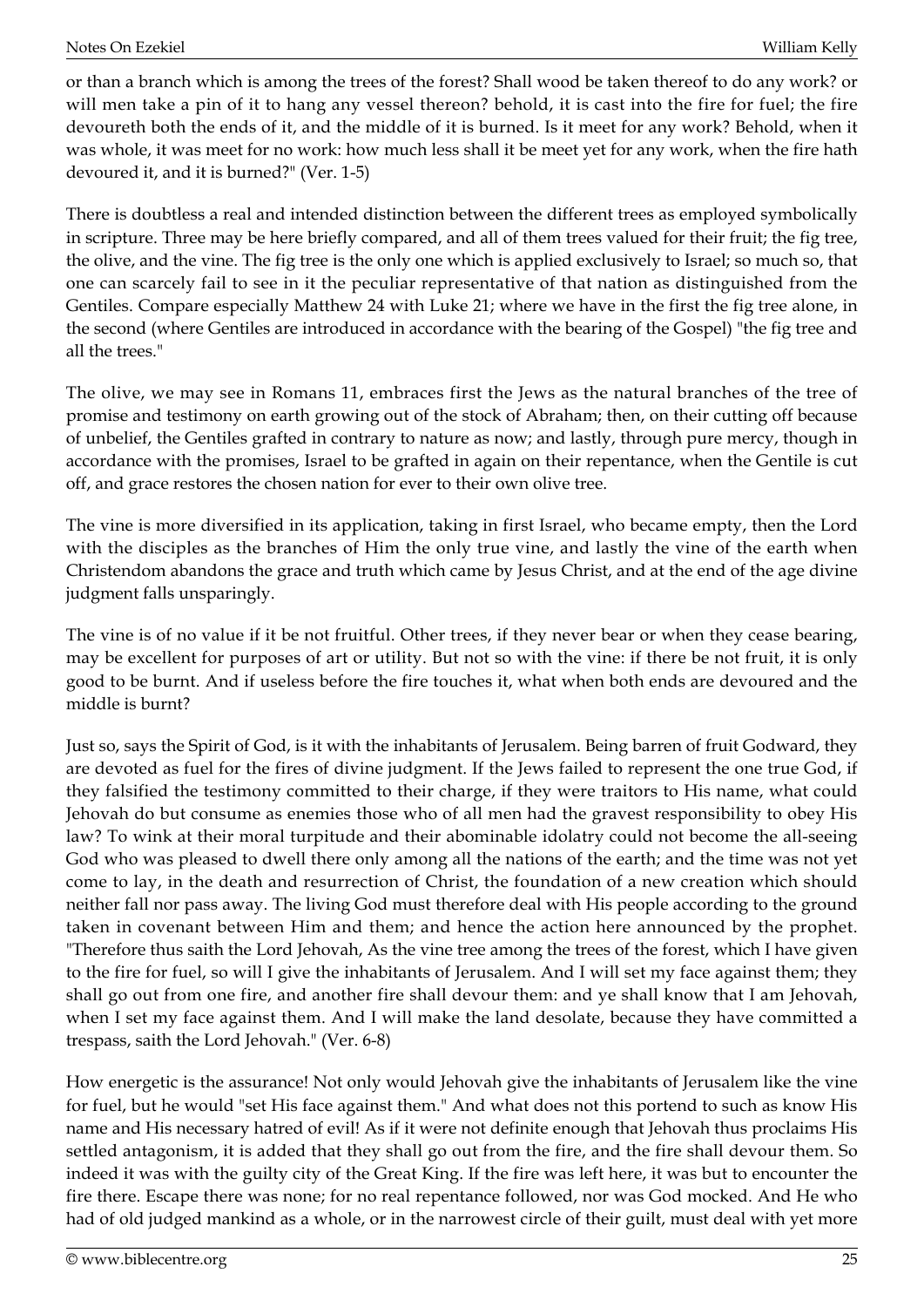or than a branch which is among the trees of the forest? Shall wood be taken thereof to do any work? or will men take a pin of it to hang any vessel thereon? behold, it is cast into the fire for fuel; the fire devoureth both the ends of it, and the middle of it is burned. Is it meet for any work? Behold, when it was whole, it was meet for no work: how much less shall it be meet yet for any work, when the fire hath devoured it, and it is burned?" (Ver. 1-5)

There is doubtless a real and intended distinction between the different trees as employed symbolically in scripture. Three may be here briefly compared, and all of them trees valued for their fruit; the fig tree, the olive, and the vine. The fig tree is the only one which is applied exclusively to Israel; so much so, that one can scarcely fail to see in it the peculiar representative of that nation as distinguished from the Gentiles. Compare especially Matthew 24 with Luke 21; where we have in the first the fig tree alone, in the second (where Gentiles are introduced in accordance with the bearing of the Gospel) "the fig tree and all the trees."

The olive, we may see in Romans 11, embraces first the Jews as the natural branches of the tree of promise and testimony on earth growing out of the stock of Abraham; then, on their cutting off because of unbelief, the Gentiles grafted in contrary to nature as now; and lastly, through pure mercy, though in accordance with the promises, Israel to be grafted in again on their repentance, when the Gentile is cut off, and grace restores the chosen nation for ever to their own olive tree.

The vine is more diversified in its application, taking in first Israel, who became empty, then the Lord with the disciples as the branches of Him the only true vine, and lastly the vine of the earth when Christendom abandons the grace and truth which came by Jesus Christ, and at the end of the age divine judgment falls unsparingly.

The vine is of no value if it be not fruitful. Other trees, if they never bear or when they cease bearing, may be excellent for purposes of art or utility. But not so with the vine: if there be not fruit, it is only good to be burnt. And if useless before the fire touches it, what when both ends are devoured and the middle is burnt?

Just so, says the Spirit of God, is it with the inhabitants of Jerusalem. Being barren of fruit Godward, they are devoted as fuel for the fires of divine judgment. If the Jews failed to represent the one true God, if they falsified the testimony committed to their charge, if they were traitors to His name, what could Jehovah do but consume as enemies those who of all men had the gravest responsibility to obey His law? To wink at their moral turpitude and their abominable idolatry could not become the all-seeing God who was pleased to dwell there only among all the nations of the earth; and the time was not yet come to lay, in the death and resurrection of Christ, the foundation of a new creation which should neither fall nor pass away. The living God must therefore deal with His people according to the ground taken in covenant between Him and them; and hence the action here announced by the prophet. "Therefore thus saith the Lord Jehovah, As the vine tree among the trees of the forest, which I have given to the fire for fuel, so will I give the inhabitants of Jerusalem. And I will set my face against them; they shall go out from one fire, and another fire shall devour them: and ye shall know that I am Jehovah, when I set my face against them. And I will make the land desolate, because they have committed a trespass, saith the Lord Jehovah." (Ver. 6-8)

How energetic is the assurance! Not only would Jehovah give the inhabitants of Jerusalem like the vine for fuel, but he would "set His face against them." And what does not this portend to such as know His name and His necessary hatred of evil! As if it were not definite enough that Jehovah thus proclaims His settled antagonism, it is added that they shall go out from the fire, and the fire shall devour them. So indeed it was with the guilty city of the Great King. If the fire was left here, it was but to encounter the fire there. Escape there was none; for no real repentance followed, nor was God mocked. And He who had of old judged mankind as a whole, or in the narrowest circle of their guilt, must deal with yet more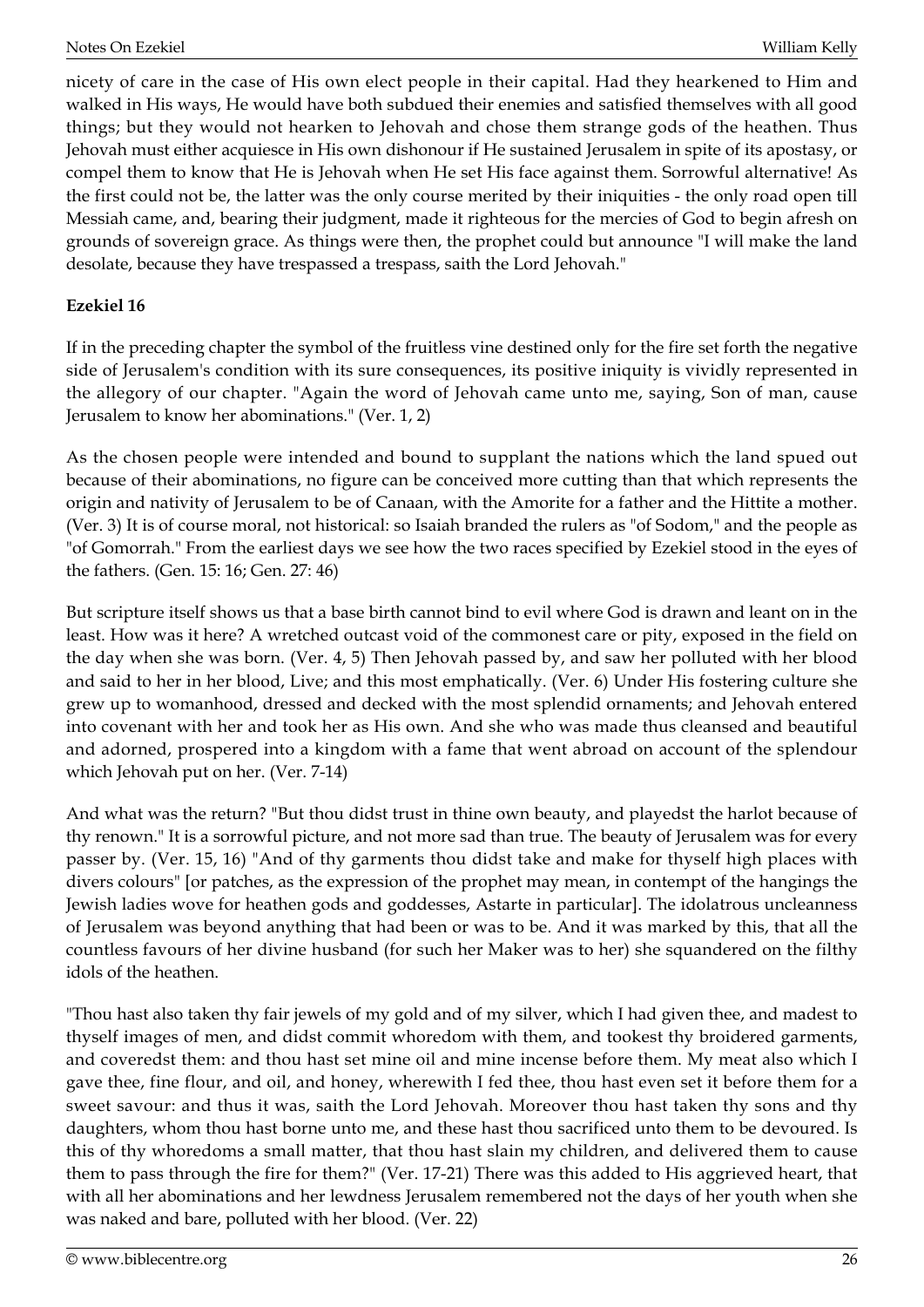nicety of care in the case of His own elect people in their capital. Had they hearkened to Him and walked in His ways, He would have both subdued their enemies and satisfied themselves with all good things; but they would not hearken to Jehovah and chose them strange gods of the heathen. Thus Jehovah must either acquiesce in His own dishonour if He sustained Jerusalem in spite of its apostasy, or compel them to know that He is Jehovah when He set His face against them. Sorrowful alternative! As the first could not be, the latter was the only course merited by their iniquities - the only road open till Messiah came, and, bearing their judgment, made it righteous for the mercies of God to begin afresh on grounds of sovereign grace. As things were then, the prophet could but announce "I will make the land desolate, because they have trespassed a trespass, saith the Lord Jehovah."

**Ezekiel 16**

If in the preceding chapter the symbol of the fruitless vine destined only for the fire set forth the negative side of Jerusalem's condition with its sure consequences, its positive iniquity is vividly represented in the allegory of our chapter. "Again the word of Jehovah came unto me, saying, Son of man, cause Jerusalem to know her abominations." (Ver. 1, 2)

As the chosen people were intended and bound to supplant the nations which the land spued out because of their abominations, no figure can be conceived more cutting than that which represents the origin and nativity of Jerusalem to be of Canaan, with the Amorite for a father and the Hittite a mother. (Ver. 3) It is of course moral, not historical: so Isaiah branded the rulers as "of Sodom," and the people as "of Gomorrah." From the earliest days we see how the two races specified by Ezekiel stood in the eyes of the fathers. (Gen. 15: 16; Gen. 27: 46)

But scripture itself shows us that a base birth cannot bind to evil where God is drawn and leant on in the least. How was it here? A wretched outcast void of the commonest care or pity, exposed in the field on the day when she was born. (Ver. 4, 5) Then Jehovah passed by, and saw her polluted with her blood and said to her in her blood, Live; and this most emphatically. (Ver. 6) Under His fostering culture she grew up to womanhood, dressed and decked with the most splendid ornaments; and Jehovah entered into covenant with her and took her as His own. And she who was made thus cleansed and beautiful and adorned, prospered into a kingdom with a fame that went abroad on account of the splendour which Jehovah put on her. (Ver. 7-14)

And what was the return? "But thou didst trust in thine own beauty, and playedst the harlot because of thy renown." It is a sorrowful picture, and not more sad than true. The beauty of Jerusalem was for every passer by. (Ver. 15, 16) "And of thy garments thou didst take and make for thyself high places with divers colours" [or patches, as the expression of the prophet may mean, in contempt of the hangings the Jewish ladies wove for heathen gods and goddesses, Astarte in particular]. The idolatrous uncleanness of Jerusalem was beyond anything that had been or was to be. And it was marked by this, that all the countless favours of her divine husband (for such her Maker was to her) she squandered on the filthy idols of the heathen.

"Thou hast also taken thy fair jewels of my gold and of my silver, which I had given thee, and madest to thyself images of men, and didst commit whoredom with them, and tookest thy broidered garments, and coveredst them: and thou hast set mine oil and mine incense before them. My meat also which I gave thee, fine flour, and oil, and honey, wherewith I fed thee, thou hast even set it before them for a sweet savour: and thus it was, saith the Lord Jehovah. Moreover thou hast taken thy sons and thy daughters, whom thou hast borne unto me, and these hast thou sacrificed unto them to be devoured. Is this of thy whoredoms a small matter, that thou hast slain my children, and delivered them to cause them to pass through the fire for them?" (Ver. 17-21) There was this added to His aggrieved heart, that with all her abominations and her lewdness Jerusalem remembered not the days of her youth when she was naked and bare, polluted with her blood. (Ver. 22)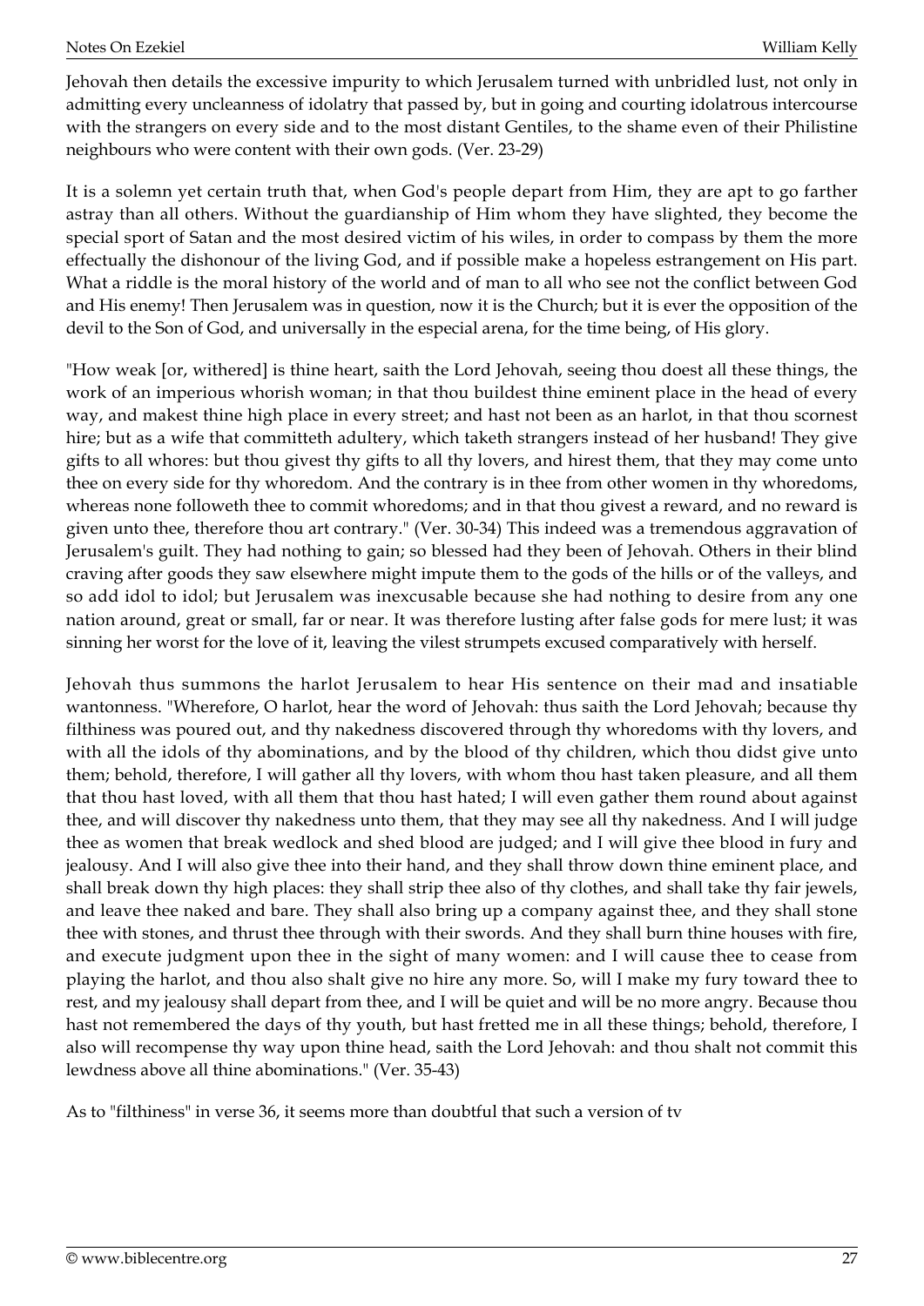Jehovah then details the excessive impurity to which Jerusalem turned with unbridled lust, not only in admitting every uncleanness of idolatry that passed by, but in going and courting idolatrous intercourse with the strangers on every side and to the most distant Gentiles, to the shame even of their Philistine neighbours who were content with their own gods. (Ver. 23-29)

It is a solemn yet certain truth that, when God's people depart from Him, they are apt to go farther astray than all others. Without the guardianship of Him whom they have slighted, they become the special sport of Satan and the most desired victim of his wiles, in order to compass by them the more effectually the dishonour of the living God, and if possible make a hopeless estrangement on His part. What a riddle is the moral history of the world and of man to all who see not the conflict between God and His enemy! Then Jerusalem was in question, now it is the Church; but it is ever the opposition of the devil to the Son of God, and universally in the especial arena, for the time being, of His glory.

"How weak [or, withered] is thine heart, saith the Lord Jehovah, seeing thou doest all these things, the work of an imperious whorish woman; in that thou buildest thine eminent place in the head of every way, and makest thine high place in every street; and hast not been as an harlot, in that thou scornest hire; but as a wife that committeth adultery, which taketh strangers instead of her husband! They give gifts to all whores: but thou givest thy gifts to all thy lovers, and hirest them, that they may come unto thee on every side for thy whoredom. And the contrary is in thee from other women in thy whoredoms, whereas none followeth thee to commit whoredoms; and in that thou givest a reward, and no reward is given unto thee, therefore thou art contrary." (Ver. 30-34) This indeed was a tremendous aggravation of Jerusalem's guilt. They had nothing to gain; so blessed had they been of Jehovah. Others in their blind craving after goods they saw elsewhere might impute them to the gods of the hills or of the valleys, and so add idol to idol; but Jerusalem was inexcusable because she had nothing to desire from any one nation around, great or small, far or near. It was therefore lusting after false gods for mere lust; it was sinning her worst for the love of it, leaving the vilest strumpets excused comparatively with herself.

Jehovah thus summons the harlot Jerusalem to hear His sentence on their mad and insatiable wantonness. "Wherefore, O harlot, hear the word of Jehovah: thus saith the Lord Jehovah; because thy filthiness was poured out, and thy nakedness discovered through thy whoredoms with thy lovers, and with all the idols of thy abominations, and by the blood of thy children, which thou didst give unto them; behold, therefore, I will gather all thy lovers, with whom thou hast taken pleasure, and all them that thou hast loved, with all them that thou hast hated; I will even gather them round about against thee, and will discover thy nakedness unto them, that they may see all thy nakedness. And I will judge thee as women that break wedlock and shed blood are judged; and I will give thee blood in fury and jealousy. And I will also give thee into their hand, and they shall throw down thine eminent place, and shall break down thy high places: they shall strip thee also of thy clothes, and shall take thy fair jewels, and leave thee naked and bare. They shall also bring up a company against thee, and they shall stone thee with stones, and thrust thee through with their swords. And they shall burn thine houses with fire, and execute judgment upon thee in the sight of many women: and I will cause thee to cease from playing the harlot, and thou also shalt give no hire any more. So, will I make my fury toward thee to rest, and my jealousy shall depart from thee, and I will be quiet and will be no more angry. Because thou hast not remembered the days of thy youth, but hast fretted me in all these things; behold, therefore, I also will recompense thy way upon thine head, saith the Lord Jehovah: and thou shalt not commit this lewdness above all thine abominations." (Ver. 35-43)

As to "filthiness" in verse 36, it seems more than doubtful that such a version of tv